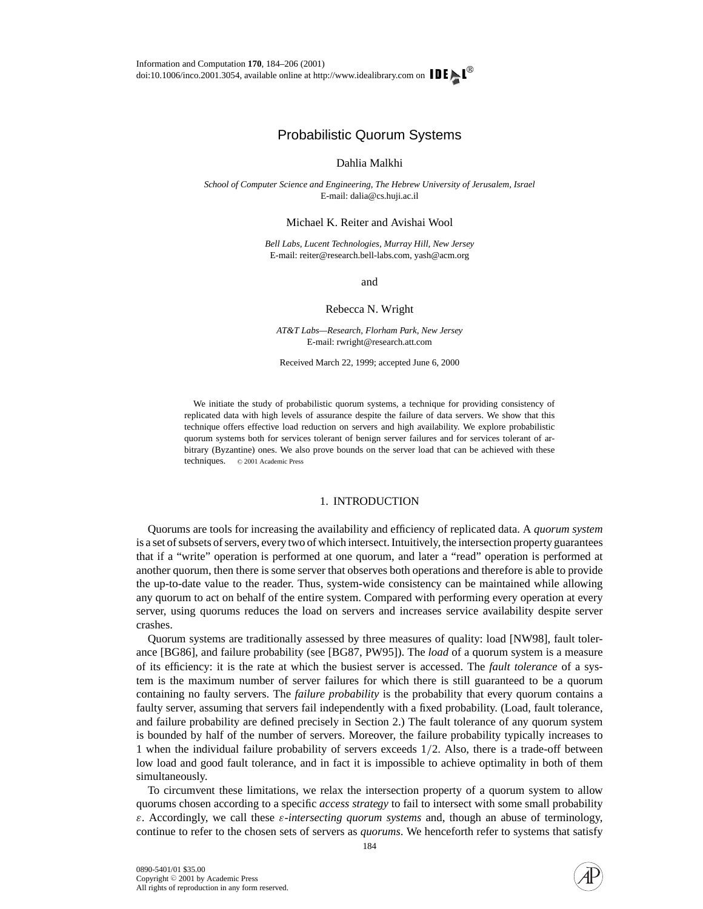# Probabilistic Quorum Systems

Dahlia Malkhi

*School of Computer Science and Engineering, The Hebrew University of Jerusalem, Israel*
E-mail: dalia@cs.huji.ac.il

Michael K. Reiter and Avishai Wool

*Bell Labs, Lucent Technologies, Murray Hill, New Jersey*
E-mail: reiter@research.bell-labs.com, yash@acm.org

and

Rebecca N. Wright

*AT&T Labs—Research, Florham Park, New Jersey*
E-mail: rwright@research.att.com

Received March 22, 1999; accepted June 6, 2000

We initiate the study of probabilistic quorum systems, a technique for providing consistency of replicated data with high levels of assurance despite the failure of data servers. We show that this technique offers effective load reduction on servers and high availability. We explore probabilistic quorum systems both for services tolerant of benign server failures and for services tolerant of arbitrary (Byzantine) ones. We also prove bounds on the server load that can be achieved with these techniques. © 2001 Academic Press

## 1. INTRODUCTION

Quorums are tools for increasing the availability and efficiency of replicated data. A *quorum system* is a set of subsets of servers, every two of which intersect. Intuitively, the intersection property guarantees that if a "write" operation is performed at one quorum, and later a "read" operation is performed at another quorum, then there is some server that observes both operations and therefore is able to provide the up-to-date value to the reader. Thus, system-wide consistency can be maintained while allowing any quorum to act on behalf of the entire system. Compared with performing every operation at every server, using quorums reduces the load on servers and increases service availability despite server crashes.

Quorum systems are traditionally assessed by three measures of quality: load [NW98], fault tolerance [BG86], and failure probability (see [BG87, PW95]). The *load* of a quorum system is a measure of its efficiency: it is the rate at which the busiest server is accessed. The *fault tolerance* of a system is the maximum number of server failures for which there is still guaranteed to be a quorum containing no faulty servers. The *failure probability* is the probability that every quorum contains a faulty server, assuming that servers fail independently with a fixed probability. (Load, fault tolerance, and failure probability are defined precisely in Section 2.) The fault tolerance of any quorum system is bounded by half of the number of servers. Moreover, the failure probability typically increases to 1 when the individual failure probability of servers exceeds $1/2$. Also, there is a trade-off between low load and good fault tolerance, and in fact it is impossible to achieve optimality in both of them simultaneously.

To circumvent these limitations, we relax the intersection property of a quorum system to allow quorums chosen according to a specific *access strategy* to fail to intersect with some small probability $\varepsilon$. Accordingly, we call these $\varepsilon$*-intersecting quorum systems* and, though an abuse of terminology, continue to refer to the chosen sets of servers as *quorums*. We henceforth refer to systems that satisfy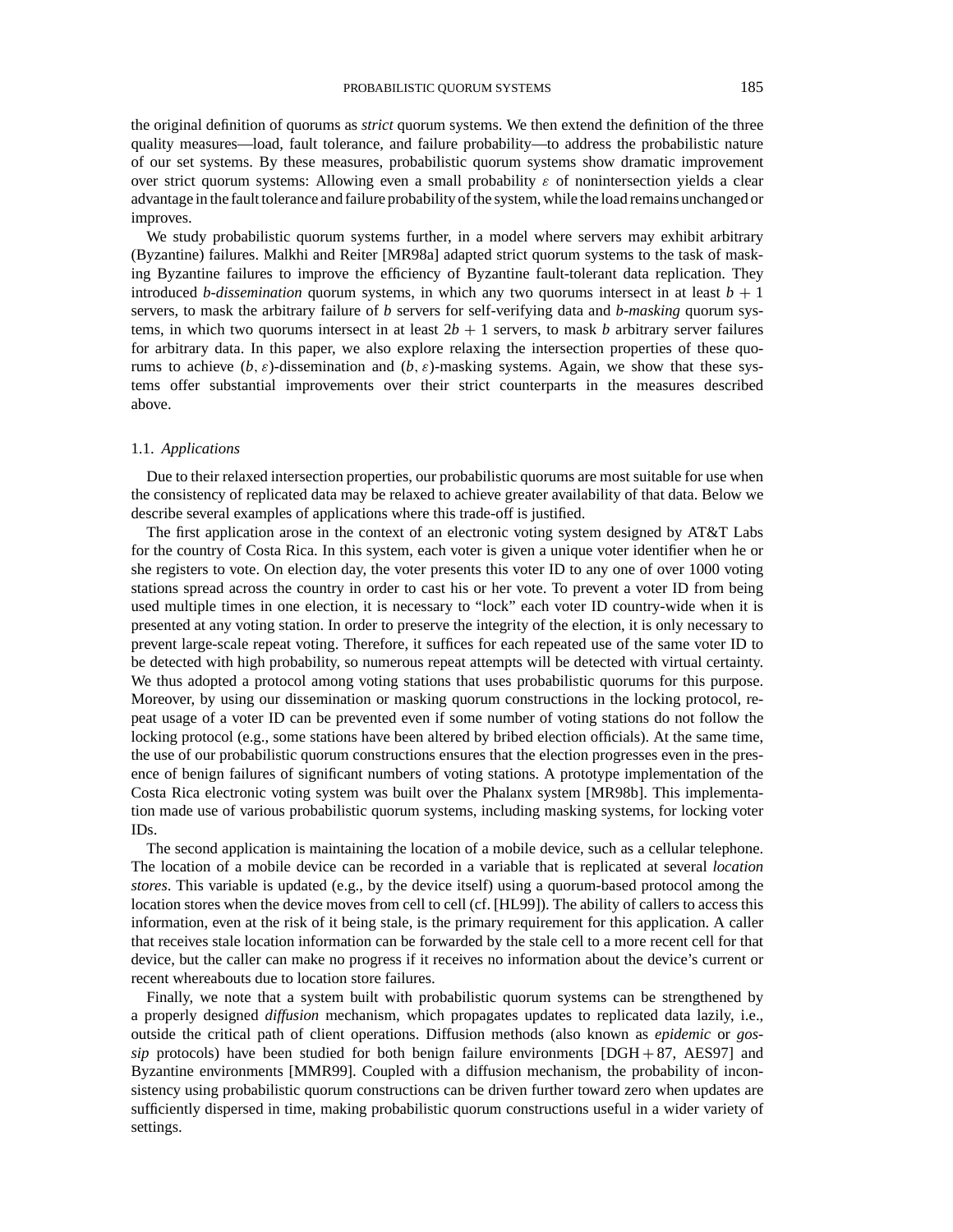the original definition of quorums as *strict* quorum systems. We then extend the definition of the three quality measures—load, fault tolerance, and failure probability—to address the probabilistic nature of our set systems. By these measures, probabilistic quorum systems show dramatic improvement over strict quorum systems: Allowing even a small probability $\varepsilon$ of nonintersection yields a clear advantage in the fault tolerance and failure probability of the system, while the load remains unchanged or improves.

We study probabilistic quorum systems further, in a model where servers may exhibit arbitrary (Byzantine) failures. Malkhi and Reiter [MR98a] adapted strict quorum systems to the task of masking Byzantine failures to improve the efficiency of Byzantine fault-tolerant data replication. They introduced *b-dissemination* quorum systems, in which any two quorums intersect in at least $b+1$ servers, to mask the arbitrary failure of $b$ servers for self-verifying data and *b-masking* quorum systems, in which two quorums intersect in at least $2b+1$ servers, to mask $b$ arbitrary server failures for arbitrary data. In this paper, we also explore relaxing the intersection properties of these quorums to achieve $(b, \varepsilon)$-dissemination and $(b, \varepsilon)$-masking systems. Again, we show that these systems offer substantial improvements over their strict counterparts in the measures described above.

### 1.1. *Applications*

Due to their relaxed intersection properties, our probabilistic quorums are most suitable for use when the consistency of replicated data may be relaxed to achieve greater availability of that data. Below we describe several examples of applications where this trade-off is justified.

The first application arose in the context of an electronic voting system designed by AT&T Labs for the country of Costa Rica. In this system, each voter is given a unique voter identifier when he or she registers to vote. On election day, the voter presents this voter ID to any one of over 1000 voting stations spread across the country in order to cast his or her vote. To prevent a voter ID from being used multiple times in one election, it is necessary to "lock" each voter ID country-wide when it is presented at any voting station. In order to preserve the integrity of the election, it is only necessary to prevent large-scale repeat voting. Therefore, it suffices for each repeated use of the same voter ID to be detected with high probability, so numerous repeat attempts will be detected with virtual certainty. We thus adopted a protocol among voting stations that uses probabilistic quorums for this purpose. Moreover, by using our dissemination or masking quorum constructions in the locking protocol, repeat usage of a voter ID can be prevented even if some number of voting stations do not follow the locking protocol (e.g., some stations have been altered by bribed election officials). At the same time, the use of our probabilistic quorum constructions ensures that the election progresses even in the presence of benign failures of significant numbers of voting stations. A prototype implementation of the Costa Rica electronic voting system was built over the Phalanx system [MR98b]. This implementation made use of various probabilistic quorum systems, including masking systems, for locking voter IDs.

The second application is maintaining the location of a mobile device, such as a cellular telephone. The location of a mobile device can be recorded in a variable that is replicated at several *location stores*. This variable is updated (e.g., by the device itself) using a quorum-based protocol among the location stores when the device moves from cell to cell (cf. [HL99]). The ability of callers to access this information, even at the risk of it being stale, is the primary requirement for this application. A caller that receives stale location information can be forwarded by the stale cell to a more recent cell for that device, but the caller can make no progress if it receives no information about the device's current or recent whereabouts due to location store failures.

Finally, we note that a system built with probabilistic quorum systems can be strengthened by a properly designed *diffusion* mechanism, which propagates updates to replicated data lazily, i.e., outside the critical path of client operations. Diffusion methods (also known as *epidemic* or *gossip* protocols) have been studied for both benign failure environments [DGH + 87, AES97] and Byzantine environments [MMR99]. Coupled with a diffusion mechanism, the probability of inconsistency using probabilistic quorum constructions can be driven further toward zero when updates are sufficiently dispersed in time, making probabilistic quorum constructions useful in a wider variety of settings.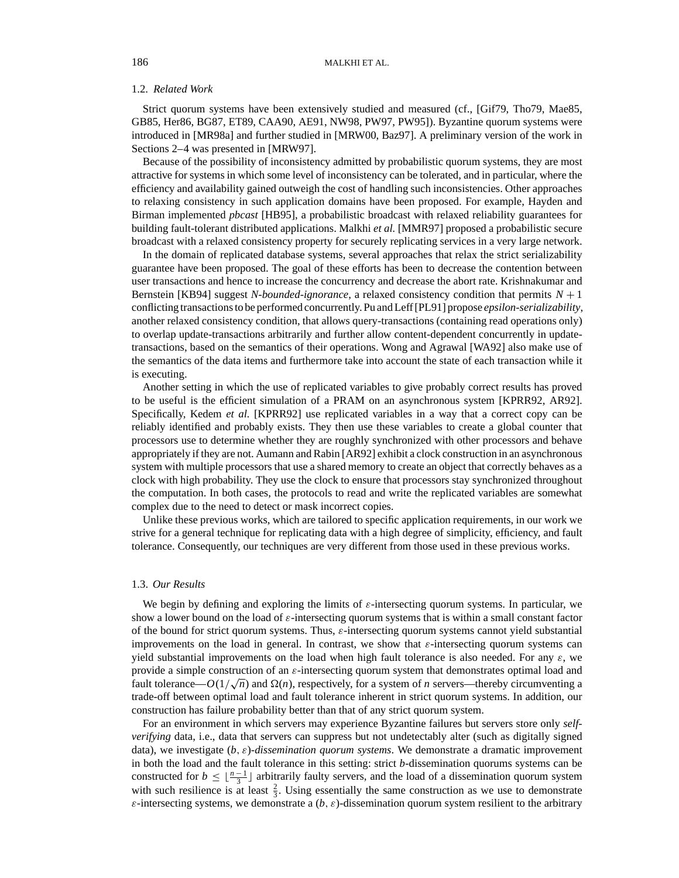### 1.2. *Related Work*

Strict quorum systems have been extensively studied and measured (cf., [Gif79, Tho79, Mae85, GB85, Her86, BG87, ET89, CAA90, AE91, NW98, PW97, PW95]). Byzantine quorum systems were introduced in [MR98a] and further studied in [MRW00, Baz97]. A preliminary version of the work in Sections 2–4 was presented in [MRW97].

Because of the possibility of inconsistency admitted by probabilistic quorum systems, they are most attractive for systems in which some level of inconsistency can be tolerated, and in particular, where the efficiency and availability gained outweigh the cost of handling such inconsistencies. Other approaches to relaxing consistency in such application domains have been proposed. For example, Hayden and Birman implemented *pbcast* [HB95], a probabilistic broadcast with relaxed reliability guarantees for building fault-tolerant distributed applications. Malkhi *et al.* [MMR97] proposed a probabilistic secure broadcast with a relaxed consistency property for securely replicating services in a very large network.

In the domain of replicated database systems, several approaches that relax the strict serializability guarantee have been proposed. The goal of these efforts has been to decrease the contention between user transactions and hence to increase the concurrency and decrease the abort rate. Krishnakumar and Bernstein [KB94] suggest *N-bounded-ignorance*, a relaxed consistency condition that permits $N + 1$ conflicting transactions to be performed concurrently. Pu and Leff [PL91] propose *epsilon-serializability*, another relaxed consistency condition, that allows query-transactions (containing read operations only) to overlap update-transactions arbitrarily and further allow content-dependent concurrently in update-transactions, based on the semantics of their operations. Wong and Agrawal [WA92] also make use of the semantics of the data items and furthermore take into account the state of each transaction while it is executing.

Another setting in which the use of replicated variables to give probably correct results has proved to be useful is the efficient simulation of a PRAM on an asynchronous system [KPRR92, AR92]. Specifically, Kedem *et al.* [KPRR92] use replicated variables in a way that a correct copy can be reliably identified and probably exists. They then use these variables to create a global counter that processors use to determine whether they are roughly synchronized with other processors and behave appropriately if they are not. Aumann and Rabin [AR92] exhibit a clock construction in an asynchronous system with multiple processors that use a shared memory to create an object that correctly behaves as a clock with high probability. They use the clock to ensure that processors stay synchronized throughout the computation. In both cases, the protocols to read and write the replicated variables are somewhat complex due to the need to detect or mask incorrect copies.

Unlike these previous works, which are tailored to specific application requirements, in our work we strive for a general technique for replicating data with a high degree of simplicity, efficiency, and fault tolerance. Consequently, our techniques are very different from those used in these previous works.

### 1.3. *Our Results*

We begin by defining and exploring the limits of $\varepsilon$-intersecting quorum systems. In particular, we show a lower bound on the load of $\varepsilon$-intersecting quorum systems that is within a small constant factor of the bound for strict quorum systems. Thus, $\varepsilon$-intersecting quorum systems cannot yield substantial improvements on the load in general. In contrast, we show that $\varepsilon$-intersecting quorum systems can yield substantial improvements on the load when high fault tolerance is also needed. For any $\varepsilon$, we provide a simple construction of an $\varepsilon$-intersecting quorum system that demonstrates optimal load and fault tolerance—$O(1/\sqrt{n})$ and $\Omega(n)$, respectively, for a system of $n$ servers—thereby circumventing a trade-off between optimal load and fault tolerance inherent in strict quorum system. In addition, our construction has failure probability better than that of any strict quorum system.

For an environment in which servers may experience Byzantine failures but servers store only *self-verifying* data, i.e., data that servers can suppress but not undetectably alter (such as digitally signed data), we investigate $(b, \varepsilon)$-*dissemination quorum systems*. We demonstrate a dramatic improvement in both the load and the fault tolerance in this setting: strict $b$-dissemination quorums systems can be constructed for $b \leq \lfloor \frac{n-1}{3} \rfloor$ arbitrarily faulty servers, and the load of a dissemination quorum system with such resilience is at least $\frac{2}{3}$. Using essentially the same construction as we use to demonstrate $\varepsilon$-intersecting systems, we demonstrate a $(b, \varepsilon)$-dissemination quorum system resilient to the arbitrary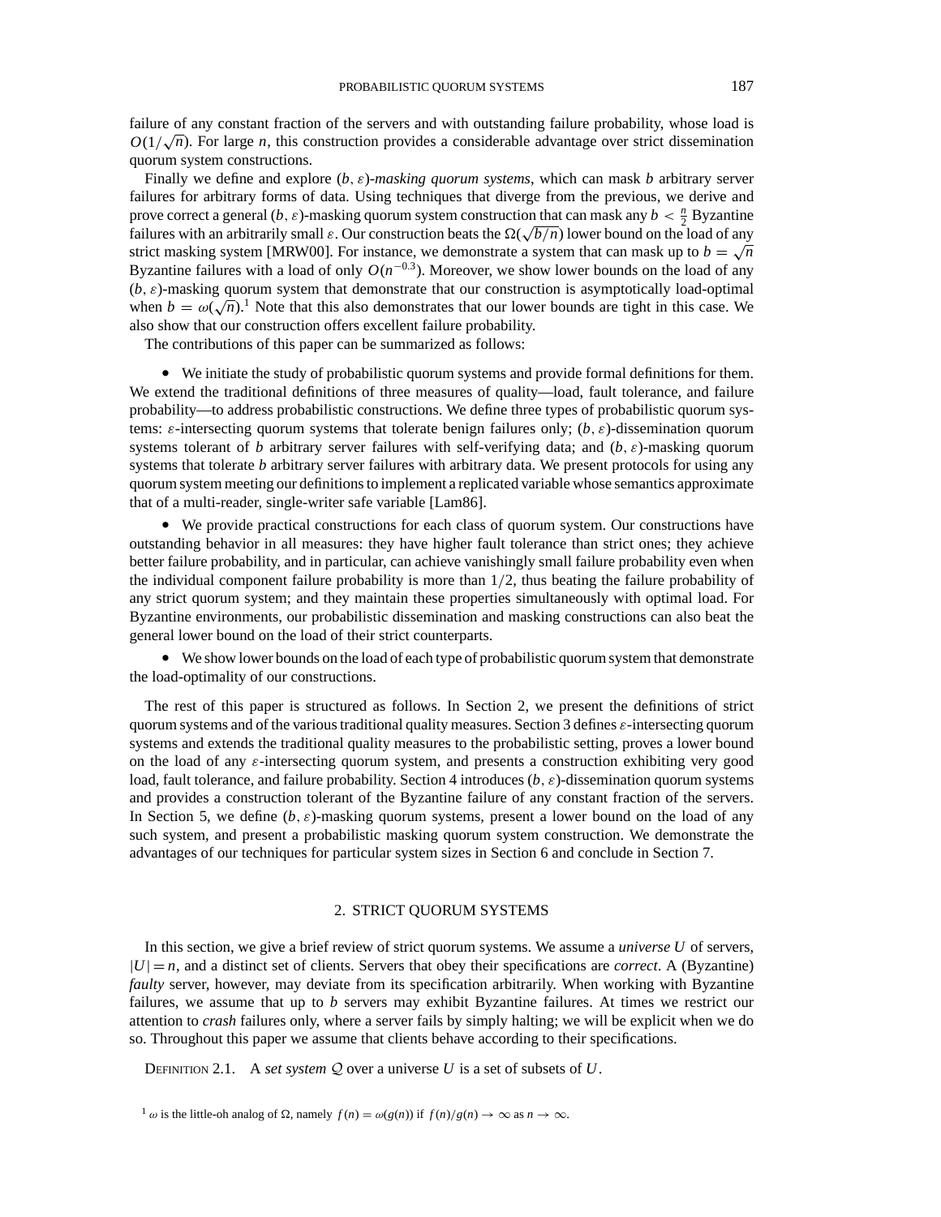failure of any constant fraction of the servers and with outstanding failure probability, whose load is $O(1/\sqrt{n})$. For large $n$, this construction provides a considerable advantage over strict dissemination quorum system constructions.

Finally we define and explore $(b, \varepsilon)$*-masking quorum systems*, which can mask $b$ arbitrary server failures for arbitrary forms of data. Using techniques that diverge from the previous, we derive and prove correct a general $(b, \varepsilon)$-masking quorum system construction that can mask any $b < \frac{n}{2}$ Byzantine failures with an arbitrarily small $\varepsilon$. Our construction beats the $\Omega(\sqrt{b/n})$ lower bound on the load of any strict masking system [MRW00]. For instance, we demonstrate a system that can mask up to $b = \sqrt{n}$ Byzantine failures with a load of only $O(n^{-0.3})$. Moreover, we show lower bounds on the load of any $(b, \varepsilon)$-masking quorum system that demonstrate that our construction is asymptotically load-optimal when $b = \omega(\sqrt{n})$.[1] Note that this also demonstrates that our lower bounds are tight in this case. We also show that our construction offers excellent failure probability.

The contributions of this paper can be summarized as follows:

- We initiate the study of probabilistic quorum systems and provide formal definitions for them. We extend the traditional definitions of three measures of quality—load, fault tolerance, and failure probability—to address probabilistic constructions. We define three types of probabilistic quorum systems: $\varepsilon$-intersecting quorum systems that tolerate benign failures only; $(b, \varepsilon)$-dissemination quorum systems tolerant of $b$ arbitrary server failures with self-verifying data; and $(b, \varepsilon)$-masking quorum systems that tolerate $b$ arbitrary server failures with arbitrary data. We present protocols for using any quorum system meeting our definitions to implement a replicated variable whose semantics approximate that of a multi-reader, single-writer safe variable [Lam86].

- We provide practical constructions for each class of quorum system. Our constructions have outstanding behavior in all measures: they have higher fault tolerance than strict ones; they achieve better failure probability, and in particular, can achieve vanishingly small failure probability even when the individual component failure probability is more than $1/2$, thus beating the failure probability of any strict quorum system; and they maintain these properties simultaneously with optimal load. For Byzantine environments, our probabilistic dissemination and masking constructions can also beat the general lower bound on the load of their strict counterparts.

- We show lower bounds on the load of each type of probabilistic quorum system that demonstrate the load-optimality of our constructions.

The rest of this paper is structured as follows. In Section 2, we present the definitions of strict quorum systems and of the various traditional quality measures. Section 3 defines $\varepsilon$-intersecting quorum systems and extends the traditional quality measures to the probabilistic setting, proves a lower bound on the load of any $\varepsilon$-intersecting quorum system, and presents a construction exhibiting very good load, fault tolerance, and failure probability. Section 4 introduces $(b, \varepsilon)$-dissemination quorum systems and provides a construction tolerant of the Byzantine failure of any constant fraction of the servers. In Section 5, we define $(b, \varepsilon)$-masking quorum systems, present a lower bound on the load of any such system, and present a probabilistic masking quorum system construction. We demonstrate the advantages of our techniques for particular system sizes in Section 6 and conclude in Section 7.

## 2. STRICT QUORUM SYSTEMS

In this section, we give a brief review of strict quorum systems. We assume a *universe* $U$ of servers, $|U| = n$, and a distinct set of clients. Servers that obey their specifications are *correct*. A (Byzantine) *faulty* server, however, may deviate from its specification arbitrarily. When working with Byzantine failures, we assume that up to $b$ servers may exhibit Byzantine failures. At times we restrict our attention to *crash* failures only, where a server fails by simply halting; we will be explicit when we do so. Throughout this paper we assume that clients behave according to their specifications.

DEFINITION 2.1. A *set system* $\mathcal{Q}$ over a universe $U$ is a set of subsets of $U$.

[1] $\omega$ is the little-oh analog of $\Omega$, namely $f(n) = \omega(g(n))$ if $f(n)/g(n) \to \infty$ as $n \to \infty$.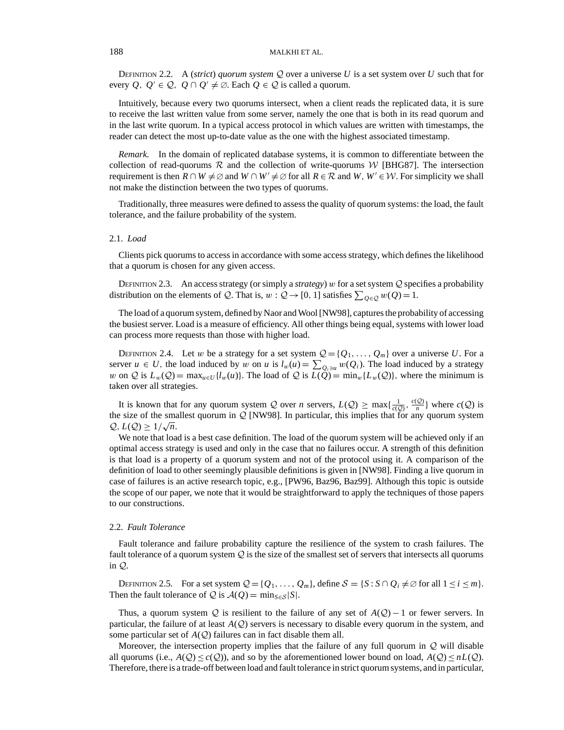DEFINITION 2.2. A (*strict*) *quorum system* $\mathcal{Q}$ over a universe $U$ is a set system over $U$ such that for every $Q, Q' \in \mathcal{Q}$, $Q \cap Q' \neq \emptyset$. Each $Q \in \mathcal{Q}$ is called a quorum.

Intuitively, because every two quorums intersect, when a client reads the replicated data, it is sure to receive the last written value from some server, namely the one that is both in its read quorum and in the last write quorum. In a typical access protocol in which values are written with timestamps, the reader can detect the most up-to-date value as the one with the highest associated timestamp.

*Remark.* In the domain of replicated database systems, it is common to differentiate between the collection of read-quorums $\mathcal{R}$ and the collection of write-quorums $\mathcal{W}$ [BHG87]. The intersection requirement is then $R \cap W \neq \emptyset$ and $W \cap W' \neq \emptyset$ for all $R \in \mathcal{R}$ and $W, W' \in \mathcal{W}$. For simplicity we shall not make the distinction between the two types of quorums.

Traditionally, three measures were defined to assess the quality of quorum systems: the load, the fault tolerance, and the failure probability of the system.

### 2.1. *Load*

Clients pick quorums to access in accordance with some access strategy, which defines the likelihood that a quorum is chosen for any given access.

DEFINITION 2.3. An access strategy (or simply a *strategy*) $w$ for a set system $\mathcal{Q}$ specifies a probability distribution on the elements of $\mathcal{Q}$. That is, $w : \mathcal{Q} \to [0, 1]$ satisfies $\sum_{Q \in \mathcal{Q}} w(Q) = 1$.

The load of a quorum system, defined by Naor and Wool [NW98], captures the probability of accessing the busiest server. Load is a measure of efficiency. All other things being equal, systems with lower load can process more requests than those with higher load.

DEFINITION 2.4. Let $w$ be a strategy for a set system $\mathcal{Q} = \{Q_1, \ldots, Q_m\}$ over a universe $U$. For a server $u \in U$, the load induced by $w$ on $u$ is $l_w(u) = \sum_{Q_i \ni u} w(Q_i)$. The load induced by a strategy $w$ on $\mathcal{Q}$ is $L_w(\mathcal{Q}) = \max_{u \in U}\{l_w(u)\}$. The load of $\mathcal{Q}$ is $L(\mathcal{Q}) = \min_w\{L_w(\mathcal{Q})\}$, where the minimum is taken over all strategies.

It is known that for any quorum system $\mathcal{Q}$ over $n$ servers, $L(\mathcal{Q}) \geq \max\{\frac{1}{c(\mathcal{Q})}, \frac{c(\mathcal{Q})}{n}\}$ where $c(\mathcal{Q})$ is the size of the smallest quorum in $\mathcal{Q}$ [NW98]. In particular, this implies that for any quorum system $\mathcal{Q}$, $L(\mathcal{Q}) \geq 1/\sqrt{n}$.

We note that load is a best case definition. The load of the quorum system will be achieved only if an optimal access strategy is used and only in the case that no failures occur. A strength of this definition is that load is a property of a quorum system and not of the protocol using it. A comparison of the definition of load to other seemingly plausible definitions is given in [NW98]. Finding a live quorum in case of failures is an active research topic, e.g., [PW96, Baz96, Baz99]. Although this topic is outside the scope of our paper, we note that it would be straightforward to apply the techniques of those papers to our constructions.

### 2.2. *Fault Tolerance*

Fault tolerance and failure probability capture the resilience of the system to crash failures. The fault tolerance of a quorum system $\mathcal{Q}$ is the size of the smallest set of servers that intersects all quorums in $\mathcal{Q}$.

DEFINITION 2.5. For a set system $\mathcal{Q} = \{Q_1, \ldots, Q_m\}$, define $\mathcal{S} = \{S : S \cap Q_i \neq \emptyset \text{ for all } 1 \leq i \leq m\}$. Then the fault tolerance of $\mathcal{Q}$ is $\mathcal{A}(Q) = \min_{S \in \mathcal{S}} |S|$.

Thus, a quorum system $\mathcal{Q}$ is resilient to the failure of any set of $A(\mathcal{Q}) - 1$ or fewer servers. In particular, the failure of at least $A(\mathcal{Q})$ servers is necessary to disable every quorum in the system, and some particular set of $A(\mathcal{Q})$ failures can in fact disable them all.

Moreover, the intersection property implies that the failure of any full quorum in $\mathcal{Q}$ will disable all quorums (i.e., $A(\mathcal{Q}) \leq c(\mathcal{Q})$), and so by the aforementioned lower bound on load, $A(\mathcal{Q}) \leq nL(\mathcal{Q})$. Therefore, there is a trade-off between load and fault tolerance in strict quorum systems, and in particular,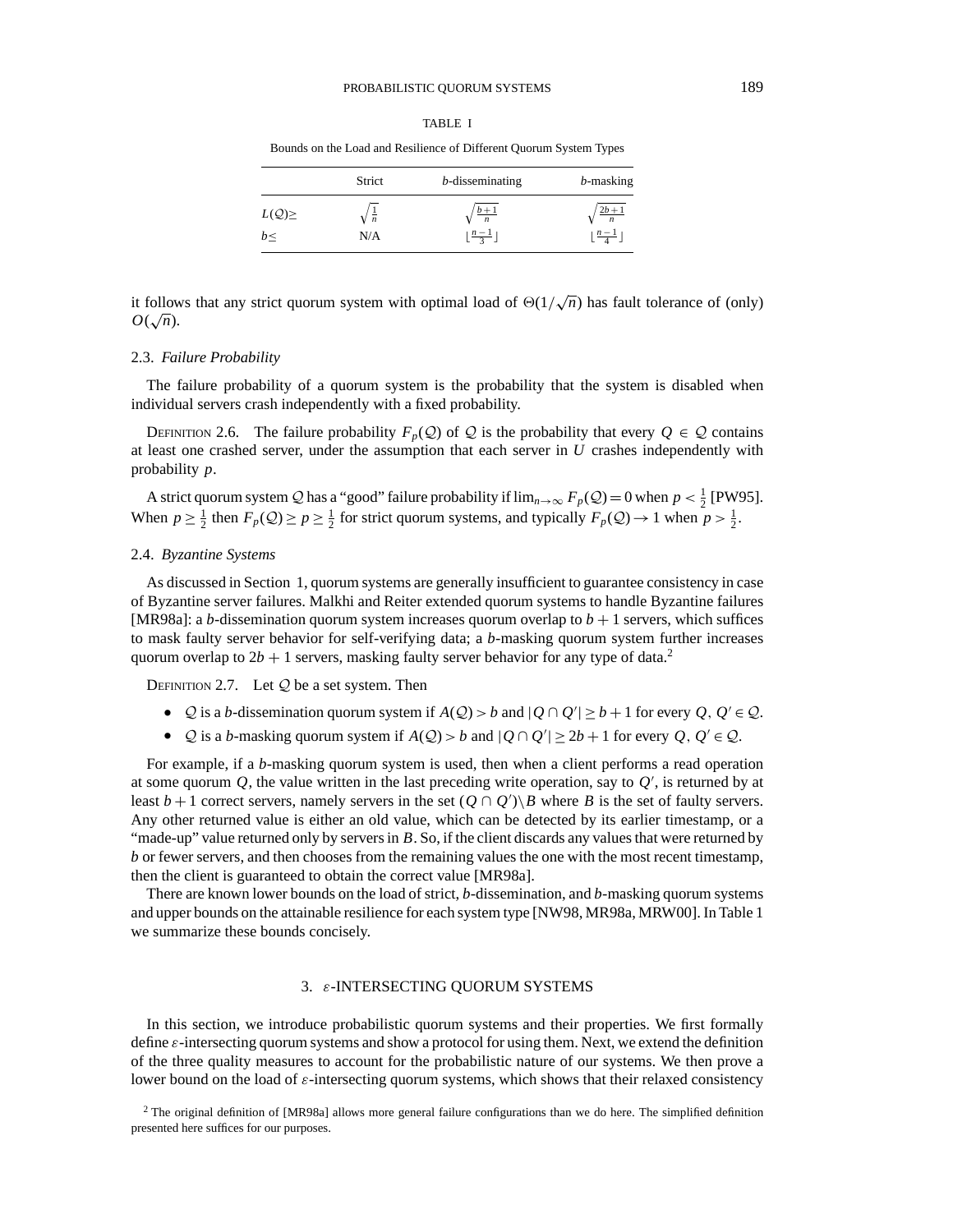TABLE I

Bounds on the Load and Resilience of Different Quorum System Types

| | Strict | $b$-disseminating | $b$-masking |
|---|---|---|---|
| $L(\mathcal{Q}) \geq$ | $\sqrt{\frac{1}{n}}$ | $\sqrt{\frac{b+1}{n}}$ | $\sqrt{\frac{2b+1}{n}}$ |
| $b \leq$ | N/A | $\lfloor \frac{n-1}{3} \rfloor$ | $\lfloor \frac{n-1}{4} \rfloor$ |

it follows that any strict quorum system with optimal load of $\Theta(1/\sqrt{n})$ has fault tolerance of (only) $O(\sqrt{n})$.

### 2.3. *Failure Probability*

The failure probability of a quorum system is the probability that the system is disabled when individual servers crash independently with a fixed probability.

Definition 2.6. The failure probability $F_p(\mathcal{Q})$ of $\mathcal{Q}$ is the probability that every $Q \in \mathcal{Q}$ contains at least one crashed server, under the assumption that each server in $U$ crashes independently with probability $p$.

A strict quorum system $\mathcal{Q}$ has a "good" failure probability if $\lim_{n\to\infty} F_p(\mathcal{Q}) = 0$ when $p < \frac{1}{2}$ [PW95]. When $p \geq \frac{1}{2}$ then $F_p(\mathcal{Q}) \geq p \geq \frac{1}{2}$ for strict quorum systems, and typically $F_p(\mathcal{Q}) \to 1$ when $p > \frac{1}{2}$.

### 2.4. *Byzantine Systems*

As discussed in Section 1, quorum systems are generally insufficient to guarantee consistency in case of Byzantine server failures. Malkhi and Reiter extended quorum systems to handle Byzantine failures [MR98a]: a $b$-dissemination quorum system increases quorum overlap to $b + 1$ servers, which suffices to mask faulty server behavior for self-verifying data; a $b$-masking quorum system further increases quorum overlap to $2b + 1$ servers, masking faulty server behavior for any type of data.[2]

Definition 2.7. Let $\mathcal{Q}$ be a set system. Then

- $\mathcal{Q}$ is a $b$-dissemination quorum system if $A(\mathcal{Q}) > b$ and $|Q \cap Q'| \geq b + 1$ for every $Q, Q' \in \mathcal{Q}$.
- $\mathcal{Q}$ is a $b$-masking quorum system if $A(\mathcal{Q}) > b$ and $|Q \cap Q'| \geq 2b + 1$ for every $Q, Q' \in \mathcal{Q}$.

For example, if a $b$-masking quorum system is used, then when a client performs a read operation at some quorum $Q$, the value written in the last preceding write operation, say to $Q'$, is returned by at least $b + 1$ correct servers, namely servers in the set $(Q \cap Q')\backslash B$ where $B$ is the set of faulty servers. Any other returned value is either an old value, which can be detected by its earlier timestamp, or a "made-up" value returned only by servers in $B$. So, if the client discards any values that were returned by $b$ or fewer servers, and then chooses from the remaining values the one with the most recent timestamp, then the client is guaranteed to obtain the correct value [MR98a].

There are known lower bounds on the load of strict, $b$-dissemination, and $b$-masking quorum systems and upper bounds on the attainable resilience for each system type [NW98, MR98a, MRW00]. In Table 1 we summarize these bounds concisely.

## 3. $\varepsilon$-INTERSECTING QUORUM SYSTEMS

In this section, we introduce probabilistic quorum systems and their properties. We first formally define $\varepsilon$-intersecting quorum systems and show a protocol for using them. Next, we extend the definition of the three quality measures to account for the probabilistic nature of our systems. We then prove a lower bound on the load of $\varepsilon$-intersecting quorum systems, which shows that their relaxed consistency

[2] The original definition of [MR98a] allows more general failure configurations than we do here. The simplified definition presented here suffices for our purposes.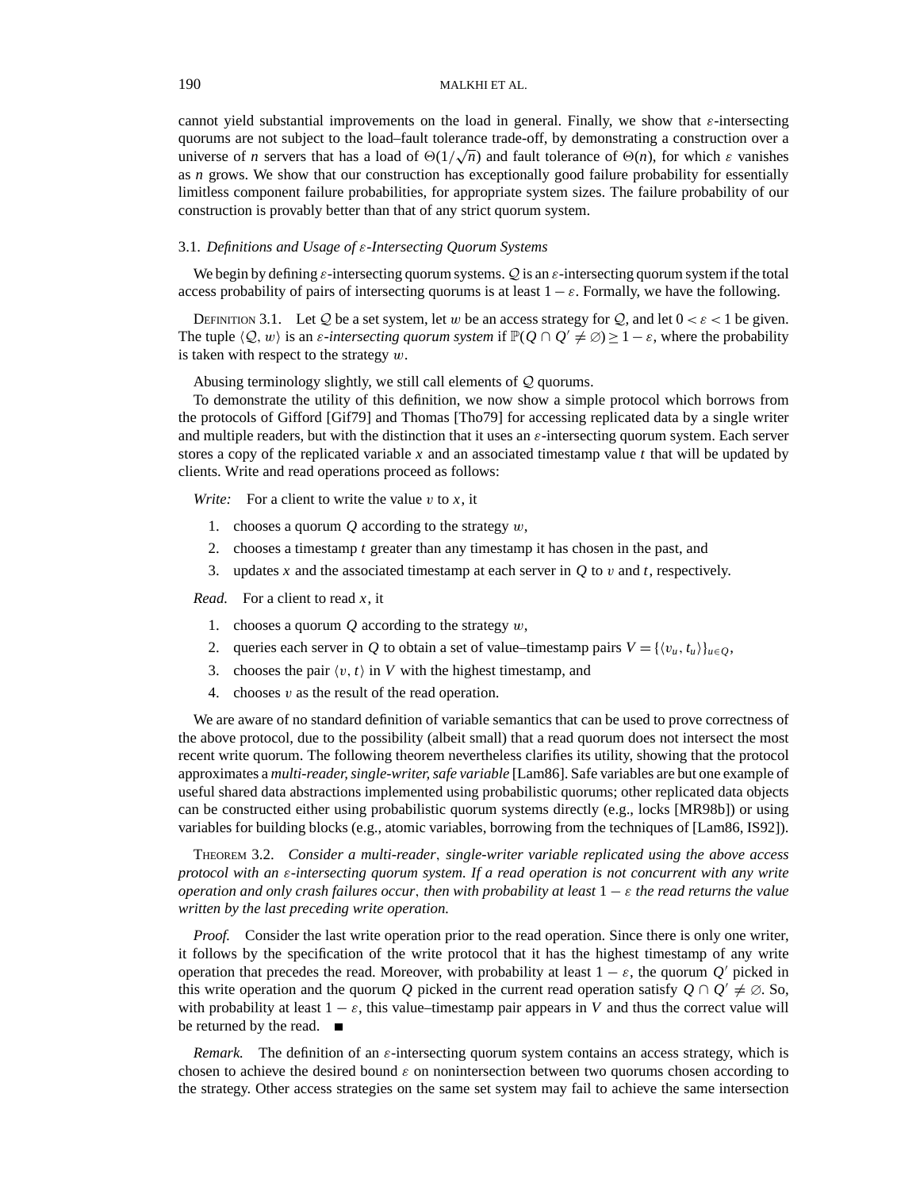cannot yield substantial improvements on the load in general. Finally, we show that $\varepsilon$-intersecting quorums are not subject to the load–fault tolerance trade-off, by demonstrating a construction over a universe of $n$ servers that has a load of $\Theta(1/\sqrt{n})$ and fault tolerance of $\Theta(n)$, for which $\varepsilon$ vanishes as $n$ grows. We show that our construction has exceptionally good failure probability for essentially limitless component failure probabilities, for appropriate system sizes. The failure probability of our construction is provably better than that of any strict quorum system.

### 3.1. *Definitions and Usage of $\varepsilon$-Intersecting Quorum Systems*

We begin by defining $\varepsilon$-intersecting quorum systems. $\mathcal{Q}$ is an $\varepsilon$-intersecting quorum system if the total access probability of pairs of intersecting quorums is at least $1 - \varepsilon$. Formally, we have the following.

DEFINITION 3.1. Let $\mathcal{Q}$ be a set system, let $w$ be an access strategy for $\mathcal{Q}$, and let $0 < \varepsilon < 1$ be given. The tuple $\langle \mathcal{Q}, w \rangle$ is an *$\varepsilon$-intersecting quorum system* if $\mathbb{P}(Q \cap Q' \neq \emptyset) \geq 1 - \varepsilon$, where the probability is taken with respect to the strategy $w$.

Abusing terminology slightly, we still call elements of $\mathcal{Q}$ quorums.

To demonstrate the utility of this definition, we now show a simple protocol which borrows from the protocols of Gifford [Gif79] and Thomas [Tho79] for accessing replicated data by a single writer and multiple readers, but with the distinction that it uses an $\varepsilon$-intersecting quorum system. Each server stores a copy of the replicated variable $x$ and an associated timestamp value $t$ that will be updated by clients. Write and read operations proceed as follows:

*Write:* For a client to write the value $v$ to $x$, it

1. chooses a quorum $Q$ according to the strategy $w$,
2. chooses a timestamp $t$ greater than any timestamp it has chosen in the past, and
3. updates $x$ and the associated timestamp at each server in $Q$ to $v$ and $t$, respectively.

*Read.* For a client to read $x$, it

1. chooses a quorum $Q$ according to the strategy $w$,
2. queries each server in $Q$ to obtain a set of value–timestamp pairs $V = \{\langle v_u, t_u \rangle\}_{u \in Q}$,
3. chooses the pair $\langle v, t \rangle$ in $V$ with the highest timestamp, and
4. chooses $v$ as the result of the read operation.

We are aware of no standard definition of variable semantics that can be used to prove correctness of the above protocol, due to the possibility (albeit small) that a read quorum does not intersect the most recent write quorum. The following theorem nevertheless clarifies its utility, showing that the protocol approximates a *multi-reader, single-writer, safe variable* [Lam86]. Safe variables are but one example of useful shared data abstractions implemented using probabilistic quorums; other replicated data objects can be constructed either using probabilistic quorum systems directly (e.g., locks [MR98b]) or using variables for building blocks (e.g., atomic variables, borrowing from the techniques of [Lam86, IS92]).

THEOREM 3.2. *Consider a multi-reader, single-writer variable replicated using the above access protocol with an $\varepsilon$-intersecting quorum system. If a read operation is not concurrent with any write operation and only crash failures occur, then with probability at least $1 - \varepsilon$ the read returns the value written by the last preceding write operation.*

*Proof.* Consider the last write operation prior to the read operation. Since there is only one writer, it follows by the specification of the write protocol that it has the highest timestamp of any write operation that precedes the read. Moreover, with probability at least $1 - \varepsilon$, the quorum $Q'$ picked in this write operation and the quorum $Q$ picked in the current read operation satisfy $Q \cap Q' \neq \emptyset$. So, with probability at least $1 - \varepsilon$, this value–timestamp pair appears in $V$ and thus the correct value will be returned by the read. ∎

*Remark.* The definition of an $\varepsilon$-intersecting quorum system contains an access strategy, which is chosen to achieve the desired bound $\varepsilon$ on nonintersection between two quorums chosen according to the strategy. Other access strategies on the same set system may fail to achieve the same intersection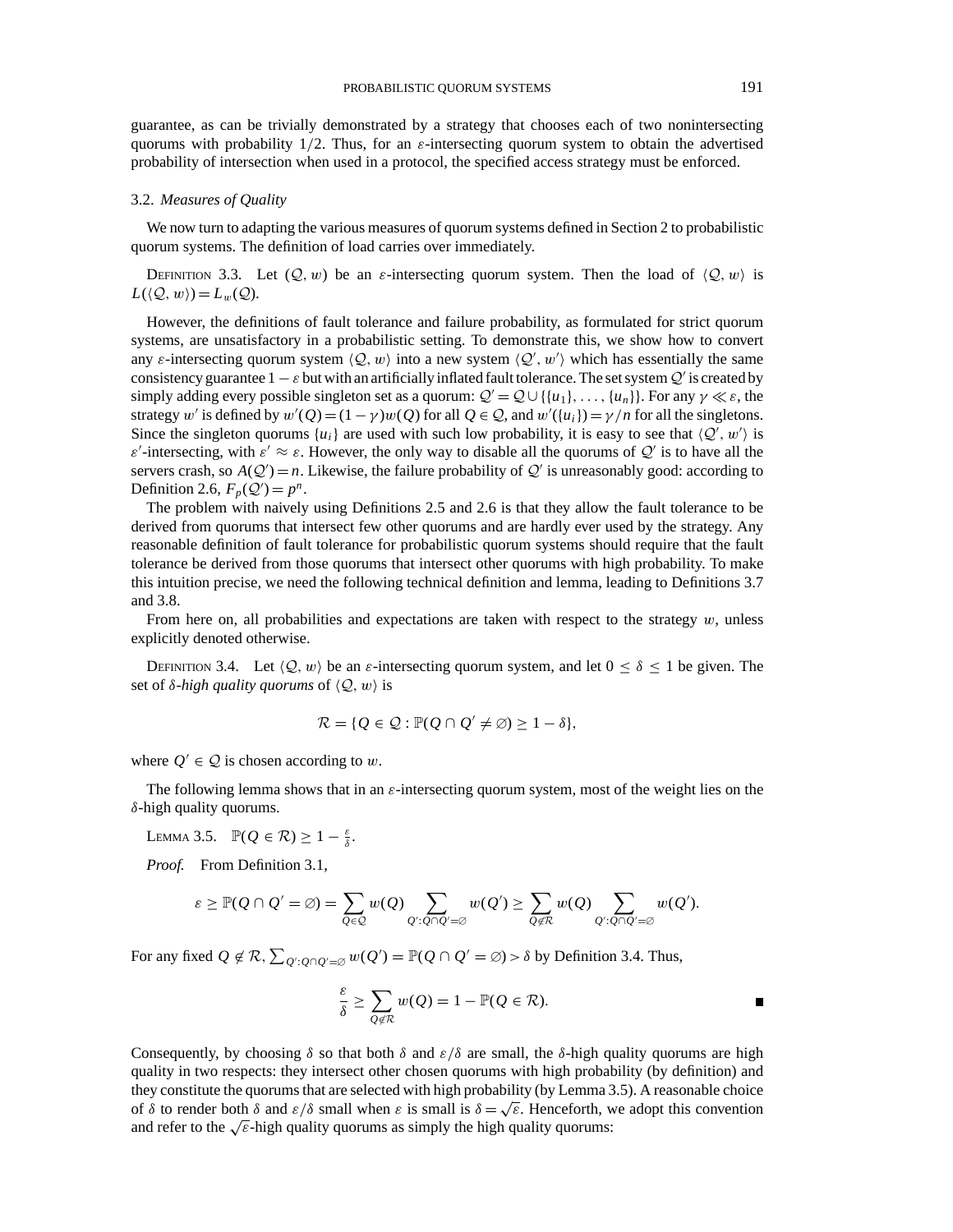guarantee, as can be trivially demonstrated by a strategy that chooses each of two nonintersecting quorums with probability $1/2$. Thus, for an $\varepsilon$-intersecting quorum system to obtain the advertised probability of intersection when used in a protocol, the specified access strategy must be enforced.

### 3.2. *Measures of Quality*

We now turn to adapting the various measures of quorum systems defined in Section 2 to probabilistic quorum systems. The definition of load carries over immediately.

DEFINITION 3.3. Let $(\mathcal{Q}, w)$ be an $\varepsilon$-intersecting quorum system. Then the load of $\langle \mathcal{Q}, w\rangle$ is $L(\langle \mathcal{Q}, w\rangle) = L_w(\mathcal{Q})$.

However, the definitions of fault tolerance and failure probability, as formulated for strict quorum systems, are unsatisfactory in a probabilistic setting. To demonstrate this, we show how to convert any $\varepsilon$-intersecting quorum system $\langle \mathcal{Q}, w\rangle$ into a new system $\langle \mathcal{Q}', w'\rangle$ which has essentially the same consistency guarantee $1-\varepsilon$ but with an artificially inflated fault tolerance. The set system $\mathcal{Q}'$ is created by simply adding every possible singleton set as a quorum: $\mathcal{Q}' = \mathcal{Q} \cup \{\{u_1\}, \ldots, \{u_n\}\}$. For any $\gamma \ll \varepsilon$, the strategy $w'$ is defined by $w'(Q) = (1-\gamma)w(Q)$ for all $Q \in \mathcal{Q}$, and $w'(\{u_i\}) = \gamma/n$ for all the singletons. Since the singleton quorums $\{u_i\}$ are used with such low probability, it is easy to see that $\langle \mathcal{Q}', w'\rangle$ is $\varepsilon'$-intersecting, with $\varepsilon' \approx \varepsilon$. However, the only way to disable all the quorums of $\mathcal{Q}'$ is to have all the servers crash, so $A(\mathcal{Q}') = n$. Likewise, the failure probability of $\mathcal{Q}'$ is unreasonably good: according to Definition 2.6, $F_p(\mathcal{Q}') = p^n$.

The problem with naively using Definitions 2.5 and 2.6 is that they allow the fault tolerance to be derived from quorums that intersect few other quorums and are hardly ever used by the strategy. Any reasonable definition of fault tolerance for probabilistic quorum systems should require that the fault tolerance be derived from those quorums that intersect other quorums with high probability. To make this intuition precise, we need the following technical definition and lemma, leading to Definitions 3.7 and 3.8.

From here on, all probabilities and expectations are taken with respect to the strategy $w$, unless explicitly denoted otherwise.

DEFINITION 3.4. Let $\langle \mathcal{Q}, w\rangle$ be an $\varepsilon$-intersecting quorum system, and let $0 \le \delta \le 1$ be given. The set of *$\delta$-high quality quorums* of $\langle \mathcal{Q}, w\rangle$ is

$$\mathcal{R} = \{Q \in \mathcal{Q} : \mathbb{P}(Q \cap Q' \neq \emptyset) \ge 1 - \delta\},$$

where $Q' \in \mathcal{Q}$ is chosen according to $w$.

The following lemma shows that in an $\varepsilon$-intersecting quorum system, most of the weight lies on the $\delta$-high quality quorums.

LEMMA 3.5. $\mathbb{P}(Q \in \mathcal{R}) \ge 1 - \frac{\varepsilon}{\delta}$.

*Proof.* From Definition 3.1,

$$\varepsilon \ge \mathbb{P}(Q \cap Q' = \emptyset) = \sum_{Q \in \mathcal{Q}} w(Q) \sum_{Q' : Q \cap Q' = \emptyset} w(Q') \ge \sum_{Q \notin \mathcal{R}} w(Q) \sum_{Q' : Q \cap Q' = \emptyset} w(Q').$$

For any fixed $Q \notin \mathcal{R}$, $\sum_{Q' : Q \cap Q' = \emptyset} w(Q') = \mathbb{P}(Q \cap Q' = \emptyset) > \delta$ by Definition 3.4. Thus,

$$\frac{\varepsilon}{\delta} \ge \sum_{Q \notin \mathcal{R}} w(Q) = 1 - \mathbb{P}(Q \in \mathcal{R}). \qquad \blacksquare$$

Consequently, by choosing $\delta$ so that both $\delta$ and $\varepsilon/\delta$ are small, the $\delta$-high quality quorums are high quality in two respects: they intersect other chosen quorums with high probability (by definition) and they constitute the quorums that are selected with high probability (by Lemma 3.5). A reasonable choice of $\delta$ to render both $\delta$ and $\varepsilon/\delta$ small when $\varepsilon$ is small is $\delta = \sqrt{\varepsilon}$. Henceforth, we adopt this convention and refer to the $\sqrt{\varepsilon}$-high quality quorums as simply the high quality quorums: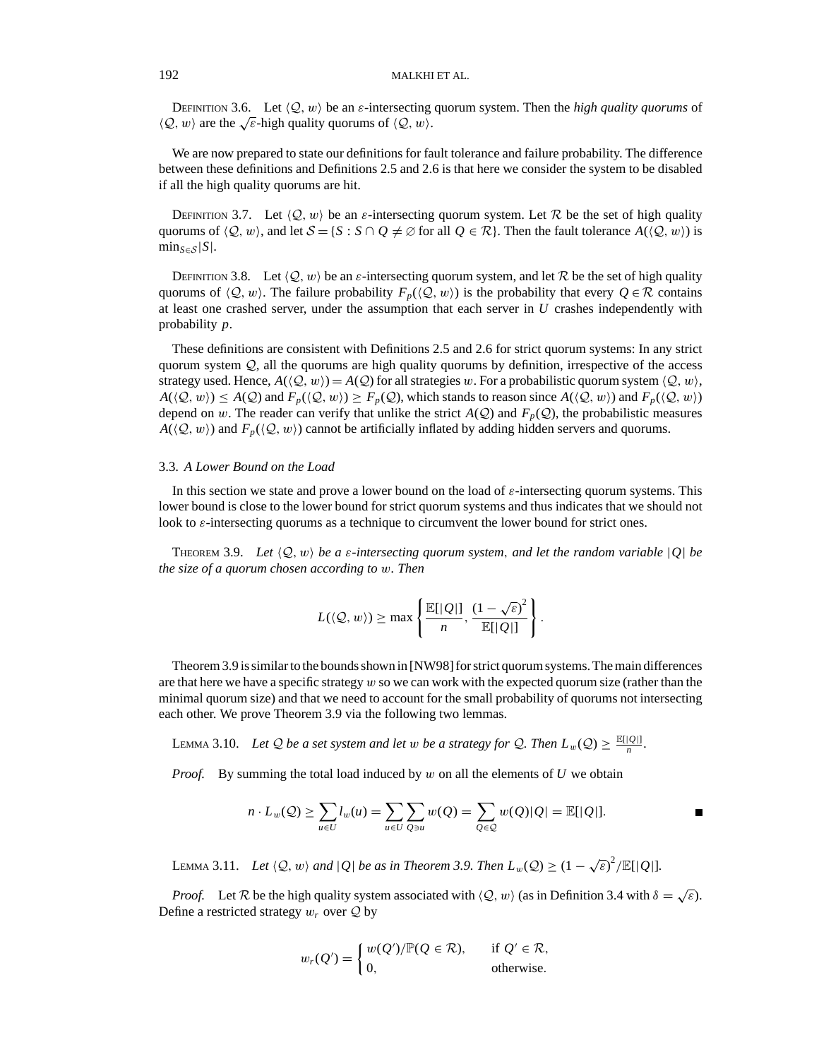DEFINITION 3.6. Let $\langle \mathcal{Q}, w \rangle$ be an $\varepsilon$-intersecting quorum system. Then the *high quality quorums* of $\langle \mathcal{Q}, w \rangle$ are the $\sqrt{\varepsilon}$-high quality quorums of $\langle \mathcal{Q}, w \rangle$.

We are now prepared to state our definitions for fault tolerance and failure probability. The difference between these definitions and Definitions 2.5 and 2.6 is that here we consider the system to be disabled if all the high quality quorums are hit.

DEFINITION 3.7. Let $\langle \mathcal{Q}, w \rangle$ be an $\varepsilon$-intersecting quorum system. Let $\mathcal{R}$ be the set of high quality quorums of $\langle \mathcal{Q}, w \rangle$, and let $\mathcal{S} = \{S : S \cap Q \neq \varnothing \text{ for all } Q \in \mathcal{R}\}$. Then the fault tolerance $A(\langle \mathcal{Q}, w \rangle)$ is $\min_{S \in \mathcal{S}} |S|$.

DEFINITION 3.8. Let $\langle \mathcal{Q}, w \rangle$ be an $\varepsilon$-intersecting quorum system, and let $\mathcal{R}$ be the set of high quality quorums of $\langle \mathcal{Q}, w \rangle$. The failure probability $F_p(\langle \mathcal{Q}, w \rangle)$ is the probability that every $Q \in \mathcal{R}$ contains at least one crashed server, under the assumption that each server in $U$ crashes independently with probability $p$.

These definitions are consistent with Definitions 2.5 and 2.6 for strict quorum systems: In any strict quorum system $\mathcal{Q}$, all the quorums are high quality quorums by definition, irrespective of the access strategy used. Hence, $A(\langle \mathcal{Q}, w \rangle) = A(\mathcal{Q})$ for all strategies $w$. For a probabilistic quorum system $\langle \mathcal{Q}, w \rangle$, $A(\langle \mathcal{Q}, w \rangle) \leq A(\mathcal{Q})$ and $F_p(\langle \mathcal{Q}, w \rangle) \geq F_p(\mathcal{Q})$, which stands to reason since $A(\langle \mathcal{Q}, w \rangle)$ and $F_p(\langle \mathcal{Q}, w \rangle)$ depend on $w$. The reader can verify that unlike the strict $A(\mathcal{Q})$ and $F_p(\mathcal{Q})$, the probabilistic measures $A(\langle \mathcal{Q}, w \rangle)$ and $F_p(\langle \mathcal{Q}, w \rangle)$ cannot be artificially inflated by adding hidden servers and quorums.

### 3.3. *A Lower Bound on the Load*

In this section we state and prove a lower bound on the load of $\varepsilon$-intersecting quorum systems. This lower bound is close to the lower bound for strict quorum systems and thus indicates that we should not look to $\varepsilon$-intersecting quorums as a technique to circumvent the lower bound for strict ones.

THEOREM 3.9. *Let $\langle \mathcal{Q}, w \rangle$ be a $\varepsilon$-intersecting quorum system, and let the random variable $|Q|$ be the size of a quorum chosen according to $w$. Then*

$$L(\langle \mathcal{Q}, w \rangle) \geq \max\left\{ \frac{\mathbb{E}[|Q|]}{n}, \frac{(1-\sqrt{\varepsilon})^2}{\mathbb{E}[|Q|]} \right\}.$$

Theorem 3.9 is similar to the bounds shown in [NW98] for strict quorum systems. The main differences are that here we have a specific strategy $w$ so we can work with the expected quorum size (rather than the minimal quorum size) and that we need to account for the small probability of quorums not intersecting each other. We prove Theorem 3.9 via the following two lemmas.

LEMMA 3.10. *Let $\mathcal{Q}$ be a set system and let $w$ be a strategy for $\mathcal{Q}$. Then $L_w(\mathcal{Q}) \geq \frac{\mathbb{E}[|Q|]}{n}$.*

*Proof.* By summing the total load induced by $w$ on all the elements of $U$ we obtain

$$n \cdot L_w(\mathcal{Q}) \geq \sum_{u \in U} l_w(u) = \sum_{u \in U} \sum_{Q \ni u} w(Q) = \sum_{Q \in \mathcal{Q}} w(Q)|Q| = \mathbb{E}[|Q|]. \qquad \blacksquare$$

LEMMA 3.11. *Let $\langle \mathcal{Q}, w \rangle$ and $|Q|$ be as in Theorem 3.9. Then $L_w(\mathcal{Q}) \geq (1-\sqrt{\varepsilon})^2/\mathbb{E}[|Q|]$.*

*Proof.* Let $\mathcal{R}$ be the high quality system associated with $\langle \mathcal{Q}, w \rangle$ (as in Definition 3.4 with $\delta = \sqrt{\varepsilon}$). Define a restricted strategy $w_r$ over $\mathcal{Q}$ by

$$w_r(Q') = \begin{cases} w(Q')/\mathbb{P}(Q \in \mathcal{R}), & \text{if } Q' \in \mathcal{R}, \\ 0, & \text{otherwise}. \end{cases}$$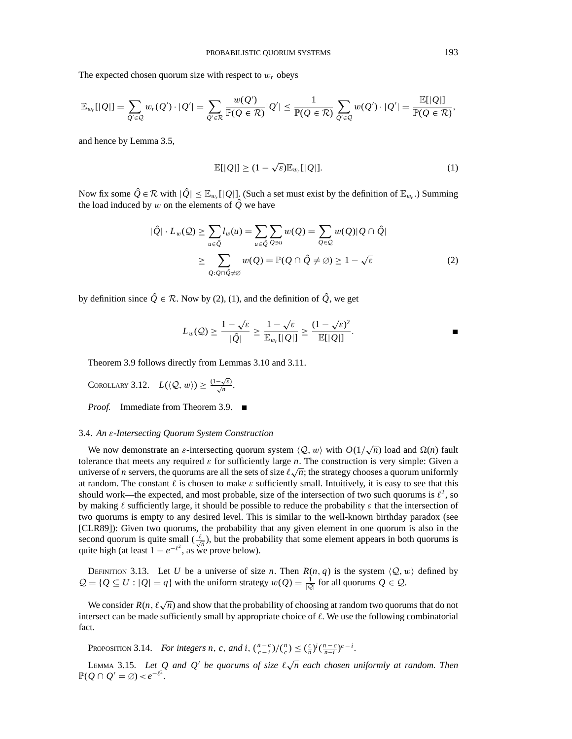The expected chosen quorum size with respect to $w_r$ obeys

$$\mathbb{E}_{w_r}[|Q|] = \sum_{Q' \in \mathcal{Q}} w_r(Q') \cdot |Q'| = \sum_{Q' \in \mathcal{R}} \frac{w(Q')}{\mathbb{P}(Q \in \mathcal{R})} |Q'| \leq \frac{1}{\mathbb{P}(Q \in \mathcal{R})} \sum_{Q' \in \mathcal{Q}} w(Q') \cdot |Q'| = \frac{\mathbb{E}[|Q|]}{\mathbb{P}(Q \in \mathcal{R})},$$

and hence by Lemma 3.5,

$$\mathbb{E}[|Q|] \geq (1 - \sqrt{\varepsilon}) \mathbb{E}_{w_r}[|Q|]. \tag{1}$$

Now fix some $\hat{Q} \in \mathcal{R}$ with $|\hat{Q}| \leq \mathbb{E}_{w_r}[|Q|]$. (Such a set must exist by the definition of $\mathbb{E}_{w_r}$.) Summing the load induced by $w$ on the elements of $\hat{Q}$ we have

$$\begin{aligned} |\hat{Q}| \cdot L_w(\mathcal{Q}) &\geq \sum_{u \in \hat{Q}} l_w(u) = \sum_{u \in \hat{Q}} \sum_{Q \ni u} w(Q) = \sum_{Q \in \mathcal{Q}} w(Q) |Q \cap \hat{Q}| \\ &\geq \sum_{Q : Q \cap \hat{Q} \neq \varnothing} w(Q) = \mathbb{P}(Q \cap \hat{Q} \neq \varnothing) \geq 1 - \sqrt{\varepsilon} \end{aligned} \tag{2}$$

by definition since $\hat{Q} \in \mathcal{R}$. Now by (2), (1), and the definition of $\hat{Q}$, we get

$$L_w(\mathcal{Q}) \geq \frac{1 - \sqrt{\varepsilon}}{|\hat{Q}|} \geq \frac{1 - \sqrt{\varepsilon}}{\mathbb{E}_{w_r}[|Q|]} \geq \frac{(1 - \sqrt{\varepsilon})^2}{\mathbb{E}[|Q|]}. \qquad \blacksquare$$

Theorem 3.9 follows directly from Lemmas 3.10 and 3.11.

COROLLARY 3.12. $L(\langle \mathcal{Q}, w \rangle) \geq \frac{(1 - \sqrt{\varepsilon})}{\sqrt{n}}$.

*Proof.* Immediate from Theorem 3.9. $\blacksquare$

### 3.4. *An $\varepsilon$-Intersecting Quorum System Construction*

We now demonstrate an $\varepsilon$-intersecting quorum system $\langle \mathcal{Q}, w \rangle$ with $O(1/\sqrt{n})$ load and $\Omega(n)$ fault tolerance that meets any required $\varepsilon$ for sufficiently large $n$. The construction is very simple: Given a universe of $n$ servers, the quorums are all the sets of size $\ell\sqrt{n}$; the strategy chooses a quorum uniformly at random. The constant $\ell$ is chosen to make $\varepsilon$ sufficiently small. Intuitively, it is easy to see that this should work—the expected, and most probable, size of the intersection of two such quorums is $\ell^2$, so by making $\ell$ sufficiently large, it should be possible to reduce the probability $\varepsilon$ that the intersection of two quorums is empty to any desired level. This is similar to the well-known birthday paradox (see [CLR89]): Given two quorums, the probability that any given element in one quorum is also in the second quorum is quite small ($\frac{\ell}{\sqrt{n}}$), but the probability that some element appears in both quorums is quite high (at least $1 - e^{-\ell^2}$, as we prove below).

DEFINITION 3.13. Let $U$ be a universe of size $n$. Then $R(n, q)$ is the system $\langle \mathcal{Q}, w \rangle$ defined by $\mathcal{Q} = \{Q \subseteq U : |Q| = q\}$ with the uniform strategy $w(Q) = \frac{1}{|\mathcal{Q}|}$ for all quorums $Q \in \mathcal{Q}$.

We consider $R(n, \ell\sqrt{n})$ and show that the probability of choosing at random two quorums that do not intersect can be made sufficiently small by appropriate choice of $\ell$. We use the following combinatorial fact.

PROPOSITION 3.14. *For integers $n$, $c$, and $i$, $\binom{n-c}{c-i} / \binom{n}{c} \leq \left(\frac{c}{n}\right)^i \left(\frac{n-c}{n-i}\right)^{c-i}$.*

LEMMA 3.15. *Let $Q$ and $Q'$ be quorums of size $\ell\sqrt{n}$ each chosen uniformly at random. Then $\mathbb{P}(Q \cap Q' = \varnothing) < e^{-\ell^2}$.*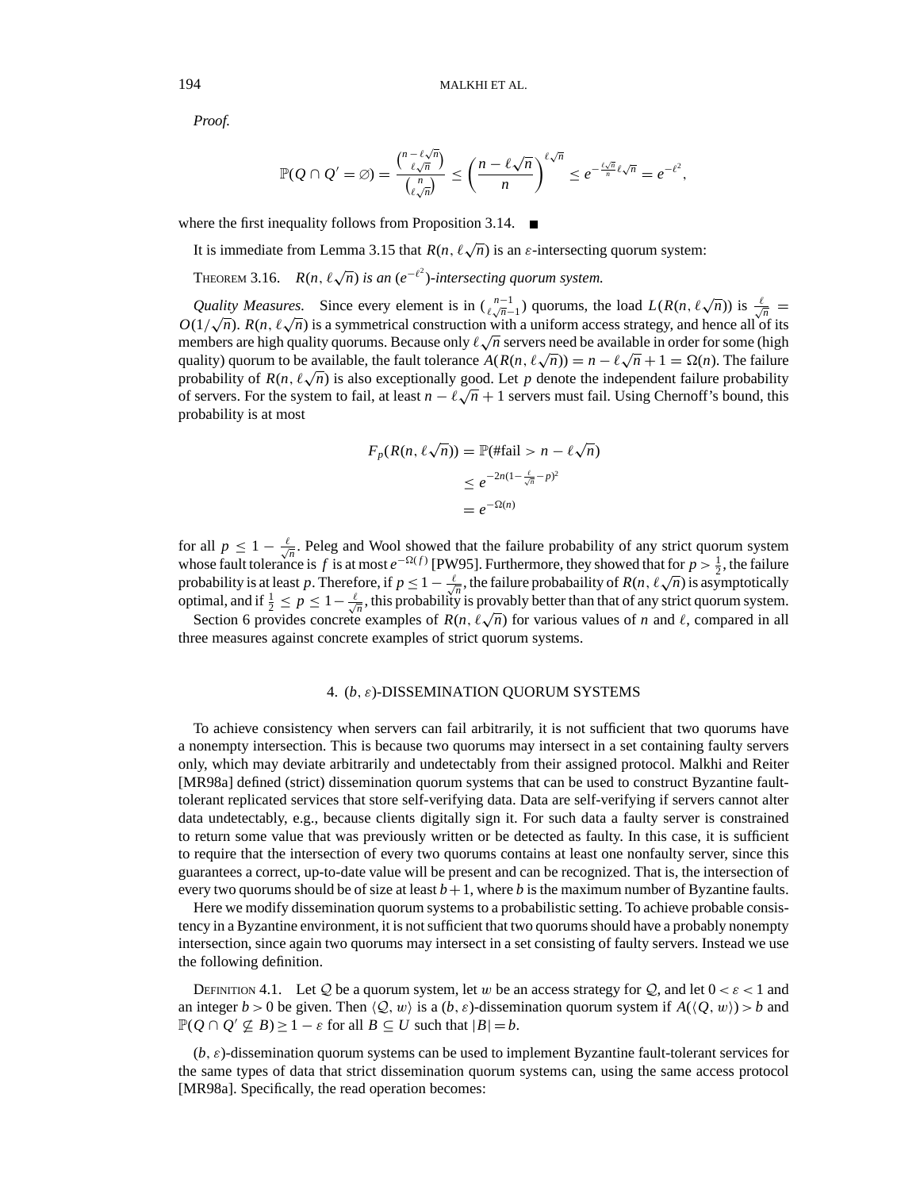*Proof.*

$$\mathbb{P}(Q \cap Q' = \varnothing) = \frac{\binom{n-\ell\sqrt{n}}{\ell\sqrt{n}}}{\binom{n}{\ell\sqrt{n}}} \le \left(\frac{n-\ell\sqrt{n}}{n}\right)^{\ell\sqrt{n}} \le e^{-\frac{\ell\sqrt{n}}{n}\ell\sqrt{n}} = e^{-\ell^2},$$

where the first inequality follows from Proposition 3.14. ■

It is immediate from Lemma 3.15 that $R(n, \ell\sqrt{n})$ is an $\varepsilon$-intersecting quorum system:

THEOREM 3.16. *$R(n, \ell\sqrt{n})$ is an $(e^{-\ell^2})$-intersecting quorum system.*

*Quality Measures.* Since every element is in $\binom{n-1}{\ell\sqrt{n}-1}$ quorums, the load $L(R(n, \ell\sqrt{n}))$ is $\frac{\ell}{\sqrt{n}} = O(1/\sqrt{n})$. $R(n, \ell\sqrt{n})$ is a symmetrical construction with a uniform access strategy, and hence all of its members are high quality quorums. Because only $\ell\sqrt{n}$ servers need be available in order for some (high quality) quorum to be available, the fault tolerance $A(R(n, \ell\sqrt{n})) = n - \ell\sqrt{n} + 1 = \Omega(n)$. The failure probability of $R(n, \ell\sqrt{n})$ is also exceptionally good. Let $p$ denote the independent failure probability of servers. For the system to fail, at least $n - \ell\sqrt{n} + 1$ servers must fail. Using Chernoff's bound, this probability is at most

$$\begin{aligned} F_p(R(n, \ell\sqrt{n})) &= \mathbb{P}(\#\text{fail} > n - \ell\sqrt{n}) \\ &\le e^{-2n(1-\frac{\ell}{\sqrt{n}}-p)^2} \\ &= e^{-\Omega(n)} \end{aligned}$$

for all $p \le 1 - \frac{\ell}{\sqrt{n}}$. Peleg and Wool showed that the failure probability of any strict quorum system whose fault tolerance is $f$ is at most $e^{-\Omega(f)}$ [PW95]. Furthermore, they showed that for $p > \frac{1}{2}$, the failure probability is at least $p$. Therefore, if $p \le 1 - \frac{\ell}{\sqrt{n}}$, the failure probabaility of $R(n, \ell\sqrt{n})$ is asymptotically optimal, and if $\frac{1}{2} \le p \le 1 - \frac{\ell}{\sqrt{n}}$, this probability is provably better than that of any strict quorum system.

Section 6 provides concrete examples of $R(n, \ell\sqrt{n})$ for various values of $n$ and $\ell$, compared in all three measures against concrete examples of strict quorum systems.

## 4. $(b, \varepsilon)$-DISSEMINATION QUORUM SYSTEMS

To achieve consistency when servers can fail arbitrarily, it is not sufficient that two quorums have a nonempty intersection. This is because two quorums may intersect in a set containing faulty servers only, which may deviate arbitrarily and undetectably from their assigned protocol. Malkhi and Reiter [MR98a] defined (strict) dissemination quorum systems that can be used to construct Byzantine fault-tolerant replicated services that store self-verifying data. Data are self-verifying if servers cannot alter data undetectably, e.g., because clients digitally sign it. For such data a faulty server is constrained to return some value that was previously written or be detected as faulty. In this case, it is sufficient to require that the intersection of every two quorums contains at least one nonfaulty server, since this guarantees a correct, up-to-date value will be present and can be recognized. That is, the intersection of every two quorums should be of size at least $b+1$, where $b$ is the maximum number of Byzantine faults.

Here we modify dissemination quorum systems to a probabilistic setting. To achieve probable consistency in a Byzantine environment, it is not sufficient that two quorums should have a probably nonempty intersection, since again two quorums may intersect in a set consisting of faulty servers. Instead we use the following definition.

DEFINITION 4.1. Let $\mathcal{Q}$ be a quorum system, let $w$ be an access strategy for $\mathcal{Q}$, and let $0 < \varepsilon < 1$ and an integer $b > 0$ be given. Then $\langle \mathcal{Q}, w \rangle$ is a $(b, \varepsilon)$-dissemination quorum system if $A(\langle Q, w \rangle) > b$ and $\mathbb{P}(Q \cap Q' \not\subseteq B) \ge 1 - \varepsilon$ for all $B \subseteq U$ such that $|B| = b$.

$(b, \varepsilon)$-dissemination quorum systems can be used to implement Byzantine fault-tolerant services for the same types of data that strict dissemination quorum systems can, using the same access protocol [MR98a]. Specifically, the read operation becomes: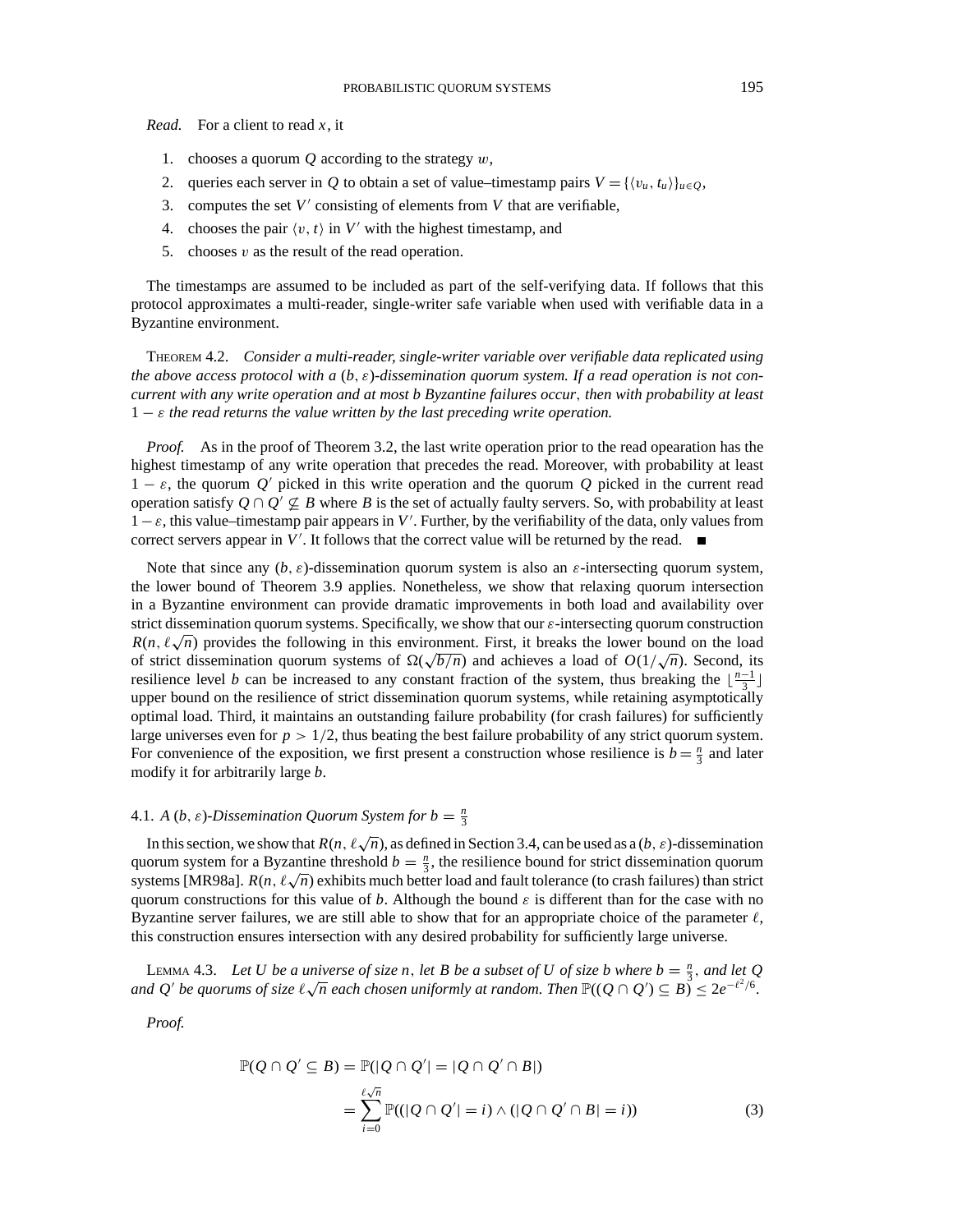*Read.* For a client to read $x$, it

1. chooses a quorum $Q$ according to the strategy $w$,
2. queries each server in $Q$ to obtain a set of value–timestamp pairs $V = \{\langle v_u, t_u \rangle\}_{u \in Q}$,
3. computes the set $V'$ consisting of elements from $V$ that are verifiable,
4. chooses the pair $\langle v, t \rangle$ in $V'$ with the highest timestamp, and
5. chooses $v$ as the result of the read operation.

The timestamps are assumed to be included as part of the self-verifying data. If follows that this protocol approximates a multi-reader, single-writer safe variable when used with verifiable data in a Byzantine environment.

THEOREM 4.2. *Consider a multi-reader, single-writer variable over verifiable data replicated using the above access protocol with a $(b, \varepsilon)$-dissemination quorum system. If a read operation is not concurrent with any write operation and at most b Byzantine failures occur, then with probability at least $1 - \varepsilon$ the read returns the value written by the last preceding write operation.*

*Proof.* As in the proof of Theorem 3.2, the last write operation prior to the read opearation has the highest timestamp of any write operation that precedes the read. Moreover, with probability at least $1 - \varepsilon$, the quorum $Q'$ picked in this write operation and the quorum $Q$ picked in the current read operation satisfy $Q \cap Q' \not\subseteq B$ where $B$ is the set of actually faulty servers. So, with probability at least $1 - \varepsilon$, this value–timestamp pair appears in $V'$. Further, by the verifiability of the data, only values from correct servers appear in $V'$. It follows that the correct value will be returned by the read. ∎

Note that since any $(b, \varepsilon)$-dissemination quorum system is also an $\varepsilon$-intersecting quorum system, the lower bound of Theorem 3.9 applies. Nonetheless, we show that relaxing quorum intersection in a Byzantine environment can provide dramatic improvements in both load and availability over strict dissemination quorum systems. Specifically, we show that our $\varepsilon$-intersecting quorum construction $R(n, \ell\sqrt{n})$ provides the following in this environment. First, it breaks the lower bound on the load of strict dissemination quorum systems of $\Omega(\sqrt{b/n})$ and achieves a load of $O(1/\sqrt{n})$. Second, its resilience level $b$ can be increased to any constant fraction of the system, thus breaking the $\lfloor \frac{n-1}{3} \rfloor$ upper bound on the resilience of strict dissemination quorum systems, while retaining asymptotically optimal load. Third, it maintains an outstanding failure probability (for crash failures) for sufficiently large universes even for $p > 1/2$, thus beating the best failure probability of any strict quorum system. For convenience of the exposition, we first present a construction whose resilience is $b = \frac{n}{3}$ and later modify it for arbitrarily large $b$.

### 4.1. *A $(b, \varepsilon)$-Dissemination Quorum System for $b = \frac{n}{3}$*

In this section, we show that $R(n, \ell\sqrt{n})$, as defined in Section 3.4, can be used as a $(b, \varepsilon)$-dissemination quorum system for a Byzantine threshold $b = \frac{n}{3}$, the resilience bound for strict dissemination quorum systems [MR98a]. $R(n, \ell\sqrt{n})$ exhibits much better load and fault tolerance (to crash failures) than strict quorum constructions for this value of $b$. Although the bound $\varepsilon$ is different than for the case with no Byzantine server failures, we are still able to show that for an appropriate choice of the parameter $\ell$, this construction ensures intersection with any desired probability for sufficiently large universe.

LEMMA 4.3. *Let $U$ be a universe of size $n$, let $B$ be a subset of $U$ of size $b$ where $b = \frac{n}{3}$, and let $Q$ and $Q'$ be quorums of size $\ell\sqrt{n}$ each chosen uniformly at random. Then $\mathbb{P}((Q \cap Q') \subseteq B) \leq 2e^{-\ell^2/6}$.*

*Proof.*

$$
\begin{aligned}
\mathbb{P}(Q \cap Q' \subseteq B) &= \mathbb{P}(|Q \cap Q'| = |Q \cap Q' \cap B|) \\
&= \sum_{i=0}^{\ell\sqrt{n}} \mathbb{P}((|Q \cap Q'| = i) \wedge (|Q \cap Q' \cap B| = i)) \qquad (3)
\end{aligned}
$$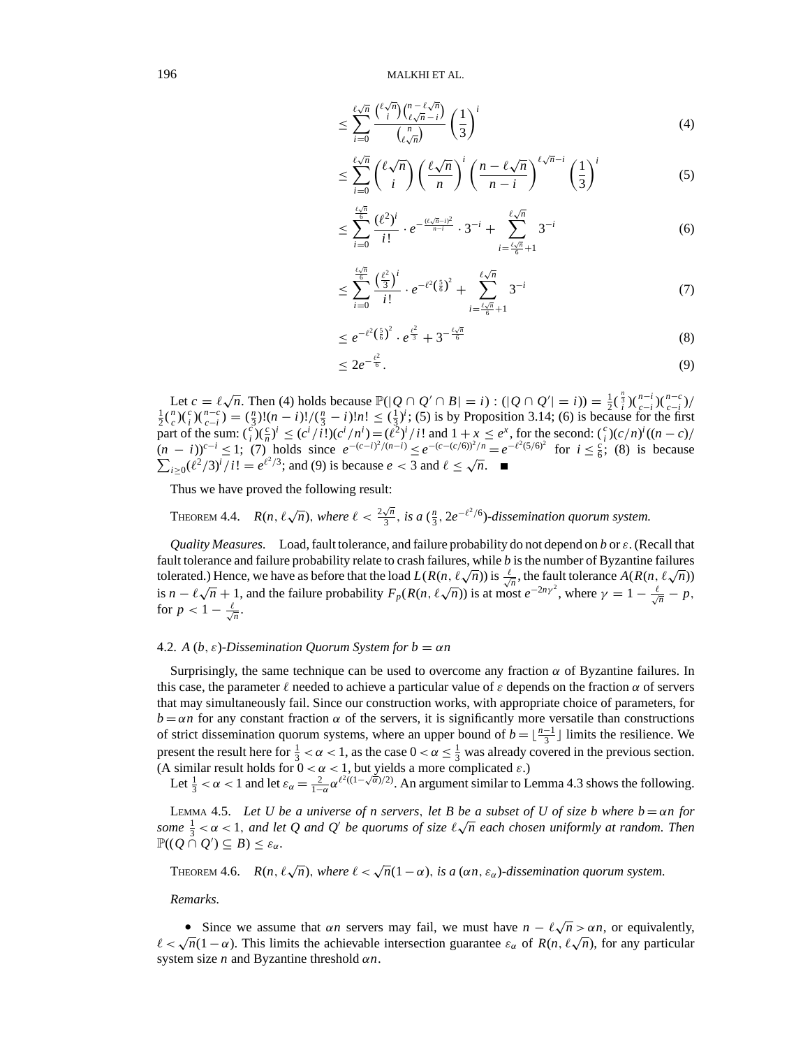$$\leq \sum_{i=0}^{\ell\sqrt{n}} \frac{\binom{\ell\sqrt{n}}{i}\binom{n-\ell\sqrt{n}}{\ell\sqrt{n}-i}}{\binom{n}{\ell\sqrt{n}}}\left(\frac{1}{3}\right)^i \tag{4}$$

$$\leq \sum_{i=0}^{\ell\sqrt{n}} \binom{\ell\sqrt{n}}{i}\left(\frac{\ell\sqrt{n}}{n}\right)^i\left(\frac{n-\ell\sqrt{n}}{n-i}\right)^{\ell\sqrt{n}-i}\left(\frac{1}{3}\right)^i \tag{5}$$

$$\leq \sum_{i=0}^{\frac{\ell\sqrt{n}}{6}} \frac{(\ell^2)^i}{i!}\cdot e^{-\frac{(\ell\sqrt{n}-i)^2}{n-i}}\cdot 3^{-i} + \sum_{i=\frac{\ell\sqrt{n}}{6}+1}^{\ell\sqrt{n}} 3^{-i} \tag{6}$$

$$\leq \sum_{i=0}^{\frac{\ell\sqrt{n}}{6}} \frac{\left(\frac{\ell^2}{3}\right)^i}{i!}\cdot e^{-\ell^2\left(\frac{5}{6}\right)^2} + \sum_{i=\frac{\ell\sqrt{n}}{6}+1}^{\ell\sqrt{n}} 3^{-i} \tag{7}$$

$$\leq e^{-\ell^2\left(\frac{5}{6}\right)^2}\cdot e^{\frac{\ell^2}{3}} + 3^{-\frac{\ell\sqrt{n}}{6}} \tag{8}$$

$$\leq 2e^{-\frac{\ell^2}{6}}. \tag{9}$$

Let $c = \ell\sqrt{n}$. Then (4) holds because $\mathbb{P}(|Q \cap Q' \cap B| = i) : (|Q \cap Q'| = i)) = \frac{1}{2}\binom{\frac{n}{3}}{i}\binom{n-i}{c-i}\binom{n-c}{c-i}/\frac{1}{2}\binom{n}{c}\binom{c}{i}\binom{n-c}{c-i} = (\frac{n}{3})!(n-i)!/(\frac{n}{3}-i)!n! \leq (\frac{1}{3})^i$; (5) is by Proposition 3.14; (6) is because for the first part of the sum: $\binom{c}{i}(\frac{c}{n})^i \leq (c^i/i!)(c^i/n^i) = (\ell^2)^i/i!$ and $1+x \leq e^x$, for the second: $\binom{c}{i}(c/n)^i((n-c)/(n-i))^{c-i} \leq 1$; (7) holds since $e^{-(c-i)^2/(n-i)} \leq e^{-(c-(c/6))^2/n} = e^{-\ell^2(5/6)^2}$ for $i \leq \frac{c}{6}$; (8) is because $\sum_{i\geq 0}(\ell^2/3)^i/i! = e^{\ell^2/3}$; and (9) is because $e < 3$ and $\ell \leq \sqrt{n}$. ■

Thus we have proved the following result:

THEOREM 4.4. *$R(n, \ell\sqrt{n})$, where $\ell < \frac{2\sqrt{n}}{3}$, is a $(\frac{n}{3}, 2e^{-\ell^2/6})$-dissemination quorum system.*

*Quality Measures.* Load, fault tolerance, and failure probability do not depend on $b$ or $\varepsilon$. (Recall that fault tolerance and failure probability relate to crash failures, while $b$ is the number of Byzantine failures tolerated.) Hence, we have as before that the load $L(R(n, \ell\sqrt{n}))$ is $\frac{\ell}{\sqrt{n}}$, the fault tolerance $A(R(n, \ell\sqrt{n}))$ is $n - \ell\sqrt{n} + 1$, and the failure probability $F_p(R(n, \ell\sqrt{n}))$ is at most $e^{-2n\gamma^2}$, where $\gamma = 1 - \frac{\ell}{\sqrt{n}} - p$, for $p < 1 - \frac{\ell}{\sqrt{n}}$.

### 4.2. *A $(b, \varepsilon)$-Dissemination Quorum System for $b = \alpha n$*

Surprisingly, the same technique can be used to overcome any fraction $\alpha$ of Byzantine failures. In this case, the parameter $\ell$ needed to achieve a particular value of $\varepsilon$ depends on the fraction $\alpha$ of servers that may simultaneously fail. Since our construction works, with appropriate choice of parameters, for $b = \alpha n$ for any constant fraction $\alpha$ of the servers, it is significantly more versatile than constructions of strict dissemination quorum systems, where an upper bound of $b = \lfloor\frac{n-1}{3}\rfloor$ limits the resilience. We present the result here for $\frac{1}{3} < \alpha < 1$, as the case $0 < \alpha \leq \frac{1}{3}$ was already covered in the previous section. (A similar result holds for $0 < \alpha < 1$, but yields a more complicated $\varepsilon$.)

Let $\frac{1}{3} < \alpha < 1$ and let $\varepsilon_\alpha = \frac{2}{1-\alpha}\alpha^{\ell^2((1-\sqrt{\alpha})/2)}$. An argument similar to Lemma 4.3 shows the following.

LEMMA 4.5. *Let $U$ be a universe of $n$ servers, let $B$ be a subset of $U$ of size $b$ where $b = \alpha n$ for some $\frac{1}{3} < \alpha < 1$, and let $Q$ and $Q'$ be quorums of size $\ell\sqrt{n}$ each chosen uniformly at random. Then $\mathbb{P}((Q \cap Q') \subseteq B) \leq \varepsilon_\alpha$.*

THEOREM 4.6. *$R(n, \ell\sqrt{n})$, where $\ell < \sqrt{n}(1-\alpha)$, is a $(\alpha n, \varepsilon_\alpha)$-dissemination quorum system.*

*Remarks.*

- Since we assume that $\alpha n$ servers may fail, we must have $n - \ell\sqrt{n} > \alpha n$, or equivalently, $\ell < \sqrt{n}(1-\alpha)$. This limits the achievable intersection guarantee $\varepsilon_\alpha$ of $R(n, \ell\sqrt{n})$, for any particular system size $n$ and Byzantine threshold $\alpha n$.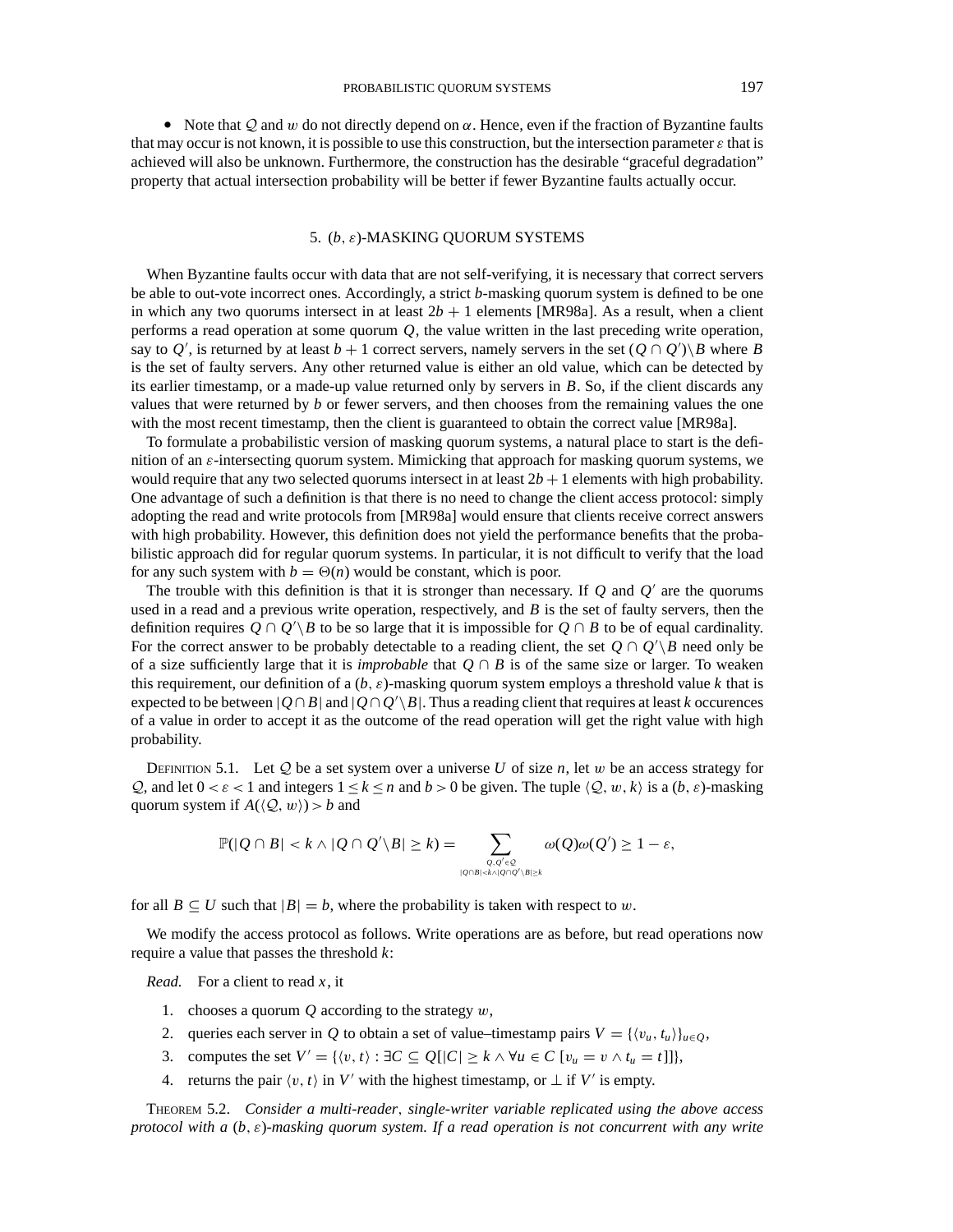- Note that $\mathcal{Q}$ and $w$ do not directly depend on $\alpha$. Hence, even if the fraction of Byzantine faults that may occur is not known, it is possible to use this construction, but the intersection parameter $\varepsilon$ that is achieved will also be unknown. Furthermore, the construction has the desirable "graceful degradation" property that actual intersection probability will be better if fewer Byzantine faults actually occur.

## 5. $(b, \varepsilon)$-MASKING QUORUM SYSTEMS

When Byzantine faults occur with data that are not self-verifying, it is necessary that correct servers be able to out-vote incorrect ones. Accordingly, a strict $b$-masking quorum system is defined to be one in which any two quorums intersect in at least $2b + 1$ elements [MR98a]. As a result, when a client performs a read operation at some quorum $Q$, the value written in the last preceding write operation, say to $Q'$, is returned by at least $b + 1$ correct servers, namely servers in the set $(Q \cap Q')\backslash B$ where $B$ is the set of faulty servers. Any other returned value is either an old value, which can be detected by its earlier timestamp, or a made-up value returned only by servers in $B$. So, if the client discards any values that were returned by $b$ or fewer servers, and then chooses from the remaining values the one with the most recent timestamp, then the client is guaranteed to obtain the correct value [MR98a].

To formulate a probabilistic version of masking quorum systems, a natural place to start is the definition of an $\varepsilon$-intersecting quorum system. Mimicking that approach for masking quorum systems, we would require that any two selected quorums intersect in at least $2b + 1$ elements with high probability. One advantage of such a definition is that there is no need to change the client access protocol: simply adopting the read and write protocols from [MR98a] would ensure that clients receive correct answers with high probability. However, this definition does not yield the performance benefits that the probabilistic approach did for regular quorum systems. In particular, it is not difficult to verify that the load for any such system with $b = \Theta(n)$ would be constant, which is poor.

The trouble with this definition is that it is stronger than necessary. If $Q$ and $Q'$ are the quorums used in a read and a previous write operation, respectively, and $B$ is the set of faulty servers, then the definition requires $Q \cap Q'\backslash B$ to be so large that it is impossible for $Q \cap B$ to be of equal cardinality. For the correct answer to be probably detectable to a reading client, the set $Q \cap Q'\backslash B$ need only be of a size sufficiently large that it is *improbable* that $Q \cap B$ is of the same size or larger. To weaken this requirement, our definition of a $(b, \varepsilon)$-masking quorum system employs a threshold value $k$ that is expected to be between $|Q \cap B|$ and $|Q \cap Q'\backslash B|$. Thus a reading client that requires at least $k$ occurences of a value in order to accept it as the outcome of the read operation will get the right value with high probability.

DEFINITION 5.1. Let $\mathcal{Q}$ be a set system over a universe $U$ of size $n$, let $w$ be an access strategy for $\mathcal{Q}$, and let $0 < \varepsilon < 1$ and integers $1 \le k \le n$ and $b > 0$ be given. The tuple $\langle \mathcal{Q}, w, k\rangle$ is a $(b, \varepsilon)$-masking quorum system if $A(\langle \mathcal{Q}, w\rangle) > b$ and

$$\mathbb{P}(|Q \cap B| < k \wedge |Q \cap Q'\backslash B| \ge k) = \sum_{\substack{Q, Q' \in \mathcal{Q} \\ |Q\cap B| < k \wedge |Q \cap Q'\backslash B| \ge k}} \omega(Q)\omega(Q') \ge 1 - \varepsilon,$$

for all $B \subseteq U$ such that $|B| = b$, where the probability is taken with respect to $w$.

We modify the access protocol as follows. Write operations are as before, but read operations now require a value that passes the threshold $k$:

*Read.* For a client to read $x$, it

1. chooses a quorum $Q$ according to the strategy $w$,
2. queries each server in $Q$ to obtain a set of value–timestamp pairs $V = \{\langle v_u, t_u\rangle\}_{u \in Q}$,
3. computes the set $V' = \{\langle v, t\rangle : \exists C \subseteq Q[|C| \ge k \wedge \forall u \in C\ [v_u = v \wedge t_u = t]]\}$,
4. returns the pair $\langle v, t\rangle$ in $V'$ with the highest timestamp, or $\perp$ if $V'$ is empty.

THEOREM 5.2. *Consider a multi-reader, single-writer variable replicated using the above access protocol with a $(b, \varepsilon)$-masking quorum system. If a read operation is not concurrent with any write*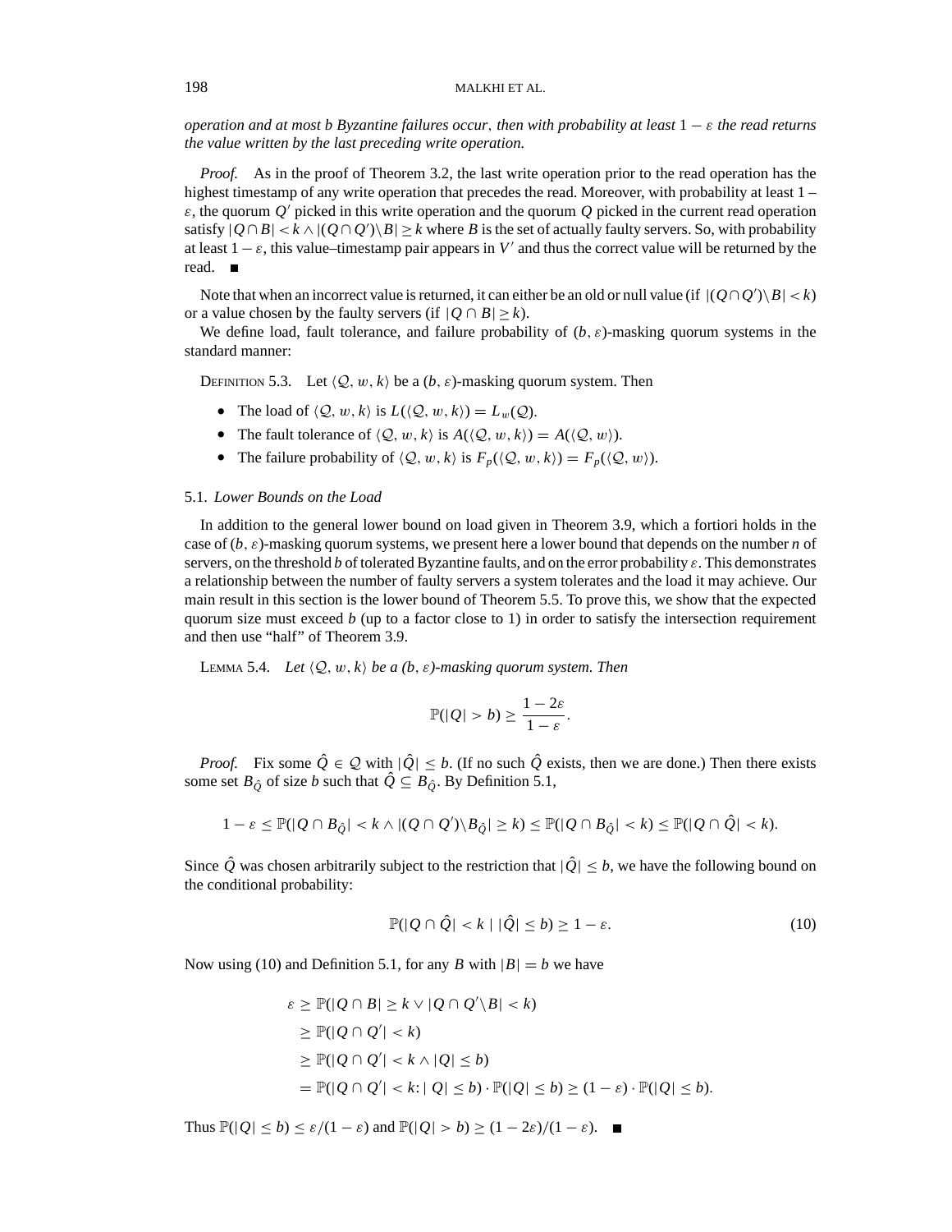*operation and at most b Byzantine failures occur, then with probability at least $1 - \varepsilon$ the read returns the value written by the last preceding write operation.*

*Proof.* As in the proof of Theorem 3.2, the last write operation prior to the read operation has the highest timestamp of any write operation that precedes the read. Moreover, with probability at least $1 - \varepsilon$, the quorum $Q'$ picked in this write operation and the quorum $Q$ picked in the current read operation satisfy $|Q \cap B| < k \wedge |(Q \cap Q') \backslash B| \geq k$ where $B$ is the set of actually faulty servers. So, with probability at least $1 - \varepsilon$, this value–timestamp pair appears in $V'$ and thus the correct value will be returned by the read. ∎

Note that when an incorrect value is returned, it can either be an old or null value (if $|(Q \cap Q') \backslash B| < k$) or a value chosen by the faulty servers (if $|Q \cap B| \geq k$).

We define load, fault tolerance, and failure probability of $(b, \varepsilon)$-masking quorum systems in the standard manner:

Definition 5.3. Let $\langle \mathcal{Q}, w, k \rangle$ be a $(b, \varepsilon)$-masking quorum system. Then

- The load of $\langle \mathcal{Q}, w, k \rangle$ is $L(\langle \mathcal{Q}, w, k \rangle) = L_w(\mathcal{Q})$.
- The fault tolerance of $\langle \mathcal{Q}, w, k \rangle$ is $A(\langle \mathcal{Q}, w, k \rangle) = A(\langle \mathcal{Q}, w \rangle)$.
- The failure probability of $\langle \mathcal{Q}, w, k \rangle$ is $F_p(\langle \mathcal{Q}, w, k \rangle) = F_p(\langle \mathcal{Q}, w \rangle)$.

### 5.1. *Lower Bounds on the Load*

In addition to the general lower bound on load given in Theorem 3.9, which a fortiori holds in the case of $(b, \varepsilon)$-masking quorum systems, we present here a lower bound that depends on the number $n$ of servers, on the threshold $b$ of tolerated Byzantine faults, and on the error probability $\varepsilon$. This demonstrates a relationship between the number of faulty servers a system tolerates and the load it may achieve. Our main result in this section is the lower bound of Theorem 5.5. To prove this, we show that the expected quorum size must exceed $b$ (up to a factor close to 1) in order to satisfy the intersection requirement and then use "half" of Theorem 3.9.

Lemma 5.4. *Let $\langle \mathcal{Q}, w, k \rangle$ be a $(b, \varepsilon)$-masking quorum system. Then*

$$\mathbb{P}(|Q| > b) \geq \frac{1 - 2\varepsilon}{1 - \varepsilon}.$$

*Proof.* Fix some $\hat{Q} \in \mathcal{Q}$ with $|\hat{Q}| \leq b$. (If no such $\hat{Q}$ exists, then we are done.) Then there exists some set $B_{\hat{Q}}$ of size $b$ such that $\hat{Q} \subseteq B_{\hat{Q}}$. By Definition 5.1,

$$1 - \varepsilon \leq \mathbb{P}(|Q \cap B_{\hat{Q}}| < k \wedge |(Q \cap Q') \backslash B_{\hat{Q}}| \geq k) \leq \mathbb{P}(|Q \cap B_{\hat{Q}}| < k) \leq \mathbb{P}(|Q \cap \hat{Q}| < k).$$

Since $\hat{Q}$ was chosen arbitrarily subject to the restriction that $|\hat{Q}| \leq b$, we have the following bound on the conditional probability:

$$\mathbb{P}(|Q \cap \hat{Q}| < k \mid |\hat{Q}| \leq b) \geq 1 - \varepsilon. \tag{10}$$

Now using (10) and Definition 5.1, for any $B$ with $|B| = b$ we have

$$\begin{aligned}
\varepsilon &\geq \mathbb{P}(|Q \cap B| \geq k \vee |Q \cap Q' \backslash B| < k) \\
&\geq \mathbb{P}(|Q \cap Q'| < k) \\
&\geq \mathbb{P}(|Q \cap Q'| < k \wedge |Q| \leq b) \\
&= \mathbb{P}(|Q \cap Q'| < k : |Q| \leq b) \cdot \mathbb{P}(|Q| \leq b) \geq (1 - \varepsilon) \cdot \mathbb{P}(|Q| \leq b).
\end{aligned}$$

Thus $\mathbb{P}(|Q| \leq b) \leq \varepsilon / (1 - \varepsilon)$ and $\mathbb{P}(|Q| > b) \geq (1 - 2\varepsilon)/(1 - \varepsilon)$. ∎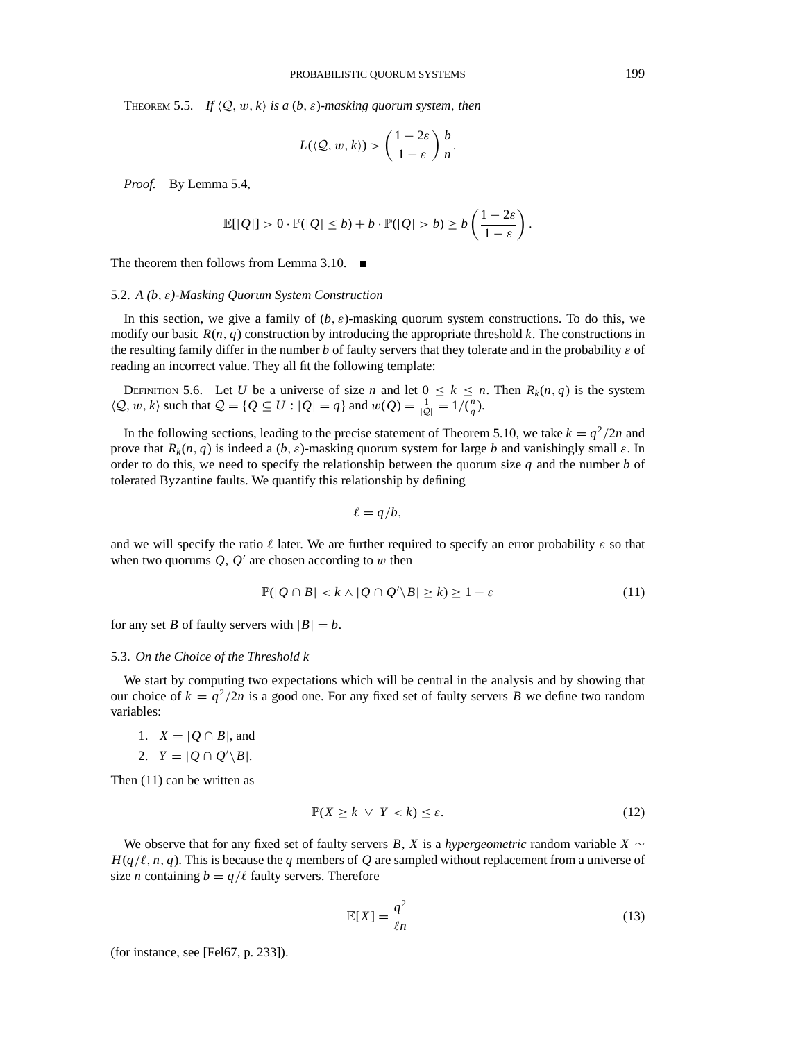THEOREM 5.5. *If* $\langle \mathcal{Q}, w, k\rangle$ *is a* $(b, \varepsilon)$*-masking quorum system, then*

$$L(\langle \mathcal{Q}, w, k\rangle) > \left(\frac{1-2\varepsilon}{1-\varepsilon}\right)\frac{b}{n}.$$

*Proof.* By Lemma 5.4,

$$\mathbb{E}[|Q|] > 0 \cdot \mathbb{P}(|Q| \le b) + b \cdot \mathbb{P}(|Q| > b) \ge b\left(\frac{1-2\varepsilon}{1-\varepsilon}\right).$$

The theorem then follows from Lemma 3.10. ■

### 5.2. *A* $(b, \varepsilon)$*-Masking Quorum System Construction*

In this section, we give a family of $(b, \varepsilon)$-masking quorum system constructions. To do this, we modify our basic $R(n, q)$ construction by introducing the appropriate threshold $k$. The constructions in the resulting family differ in the number $b$ of faulty servers that they tolerate and in the probability $\varepsilon$ of reading an incorrect value. They all fit the following template:

DEFINITION 5.6. Let $U$ be a universe of size $n$ and let $0 \le k \le n$. Then $R_k(n, q)$ is the system $\langle \mathcal{Q}, w, k\rangle$ such that $\mathcal{Q} = \{Q \subseteq U : |Q| = q\}$ and $w(Q) = \frac{1}{|\mathcal{Q}|} = 1/\binom{n}{q}$.

In the following sections, leading to the precise statement of Theorem 5.10, we take $k = q^2/2n$ and prove that $R_k(n, q)$ is indeed a $(b, \varepsilon)$-masking quorum system for large $b$ and vanishingly small $\varepsilon$. In order to do this, we need to specify the relationship between the quorum size $q$ and the number $b$ of tolerated Byzantine faults. We quantify this relationship by defining

$$\ell = q/b,$$

and we will specify the ratio $\ell$ later. We are further required to specify an error probability $\varepsilon$ so that when two quorums $Q, Q'$ are chosen according to $w$ then

$$\mathbb{P}(|Q \cap B| < k \wedge |Q \cap Q' \backslash B| \ge k) \ge 1 - \varepsilon \tag{11}$$

for any set $B$ of faulty servers with $|B| = b$.

### 5.3. *On the Choice of the Threshold k*

We start by computing two expectations which will be central in the analysis and by showing that our choice of $k = q^2/2n$ is a good one. For any fixed set of faulty servers $B$ we define two random variables:

1. $X = |Q \cap B|$, and
2. $Y = |Q \cap Q' \backslash B|$.

Then (11) can be written as

$$\mathbb{P}(X \ge k \ \vee \ Y < k) \le \varepsilon. \tag{12}$$

We observe that for any fixed set of faulty servers $B$, $X$ is a *hypergeometric* random variable $X \sim H(q/\ell, n, q)$. This is because the $q$ members of $Q$ are sampled without replacement from a universe of size $n$ containing $b = q/\ell$ faulty servers. Therefore

$$\mathbb{E}[X] = \frac{q^2}{\ell n} \tag{13}$$

(for instance, see [Fel67, p. 233]).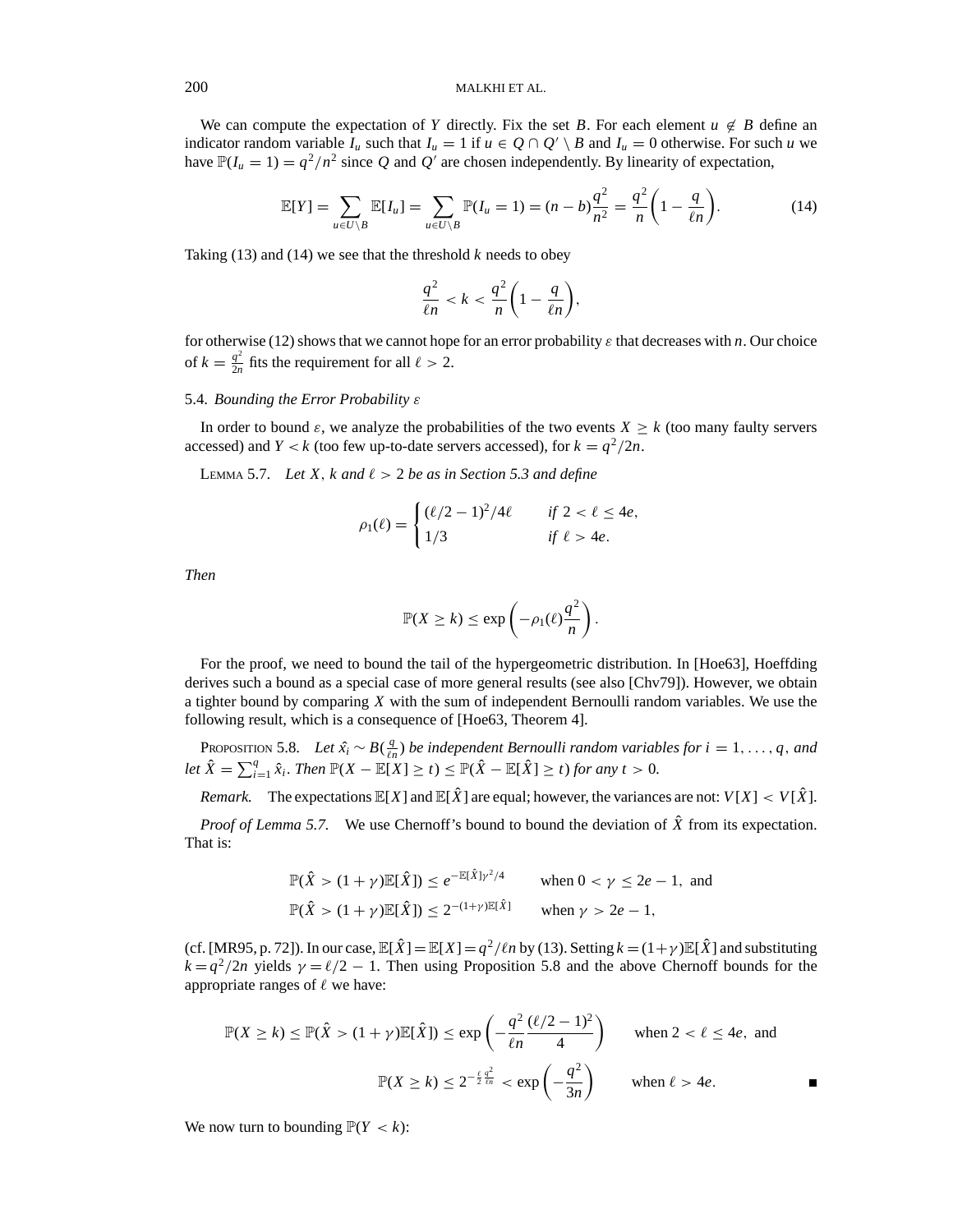We can compute the expectation of $Y$ directly. Fix the set $B$. For each element $u \notin B$ define an indicator random variable $I_u$ such that $I_u = 1$ if $u \in Q \cap Q' \setminus B$ and $I_u = 0$ otherwise. For such $u$ we have $\mathbb{P}(I_u = 1) = q^2/n^2$ since $Q$ and $Q'$ are chosen independently. By linearity of expectation,

$$\mathbb{E}[Y] = \sum_{u \in U \setminus B} \mathbb{E}[I_u] = \sum_{u \in U \setminus B} \mathbb{P}(I_u = 1) = (n - b)\frac{q^2}{n^2} = \frac{q^2}{n}\left(1 - \frac{q}{\ell n}\right). \tag{14}$$

Taking (13) and (14) we see that the threshold $k$ needs to obey

$$\frac{q^2}{\ell n} < k < \frac{q^2}{n}\left(1 - \frac{q}{\ell n}\right),$$

for otherwise (12) shows that we cannot hope for an error probability $\varepsilon$ that decreases with $n$. Our choice of $k = \frac{q^2}{2n}$ fits the requirement for all $\ell > 2$.

### 5.4. *Bounding the Error Probability $\varepsilon$*

In order to bound $\varepsilon$, we analyze the probabilities of the two events $X \geq k$ (too many faulty servers accessed) and $Y < k$ (too few up-to-date servers accessed), for $k = q^2/2n$.

LEMMA 5.7. *Let $X$, $k$ and $\ell > 2$ be as in Section 5.3 and define*

$$\rho_1(\ell) = \begin{cases} (\ell/2 - 1)^2/4\ell & \text{if } 2 < \ell \leq 4e, \\ 1/3 & \text{if } \ell > 4e. \end{cases}$$

*Then*

$$\mathbb{P}(X \geq k) \leq \exp\left(-\rho_1(\ell)\frac{q^2}{n}\right).$$

For the proof, we need to bound the tail of the hypergeometric distribution. In [Hoe63], Hoeffding derives such a bound as a special case of more general results (see also [Chv79]). However, we obtain a tighter bound by comparing $X$ with the sum of independent Bernoulli random variables. We use the following result, which is a consequence of [Hoe63, Theorem 4].

PROPOSITION 5.8. *Let $\hat{x_i} \sim B(\frac{q}{\ell n})$ be independent Bernoulli random variables for $i = 1, \ldots, q$, and let $\hat{X} = \sum_{i=1}^{q} \hat{x}_i$. Then $\mathbb{P}(X - \mathbb{E}[X] \geq t) \leq \mathbb{P}(\hat{X} - \mathbb{E}[\hat{X}] \geq t)$ for any $t > 0$.*

*Remark.* The expectations $\mathbb{E}[X]$ and $\mathbb{E}[\hat{X}]$ are equal; however, the variances are not: $V[X] < V[\hat{X}]$.

*Proof of Lemma 5.7.* We use Chernoff's bound to bound the deviation of $\hat{X}$ from its expectation. That is:

$$\mathbb{P}(\hat{X} > (1+\gamma)\mathbb{E}[\hat{X}]) \leq e^{-\mathbb{E}[\hat{X}]\gamma^2/4} \qquad \text{when } 0 < \gamma \leq 2e - 1, \text{ and}$$
$$\mathbb{P}(\hat{X} > (1+\gamma)\mathbb{E}[\hat{X}]) \leq 2^{-(1+\gamma)\mathbb{E}[\hat{X}]} \qquad \text{when } \gamma > 2e - 1,$$

(cf. [MR95, p. 72]). In our case, $\mathbb{E}[\hat{X}] = \mathbb{E}[X] = q^2/\ell n$ by (13). Setting $k = (1+\gamma)\mathbb{E}[\hat{X}]$ and substituting $k = q^2/2n$ yields $\gamma = \ell/2 - 1$. Then using Proposition 5.8 and the above Chernoff bounds for the appropriate ranges of $\ell$ we have:

$$\mathbb{P}(X \geq k) \leq \mathbb{P}(\hat{X} > (1+\gamma)\mathbb{E}[\hat{X}]) \leq \exp\left(-\frac{q^2}{\ell n}\frac{(\ell/2-1)^2}{4}\right) \qquad \text{when } 2 < \ell \leq 4e, \text{ and}$$
$$\mathbb{P}(X \geq k) \leq 2^{-\frac{\ell}{2}\frac{q^2}{\ell n}} < \exp\left(-\frac{q^2}{3n}\right) \qquad \text{when } \ell > 4e. \qquad \blacksquare$$

We now turn to bounding $\mathbb{P}(Y < k)$: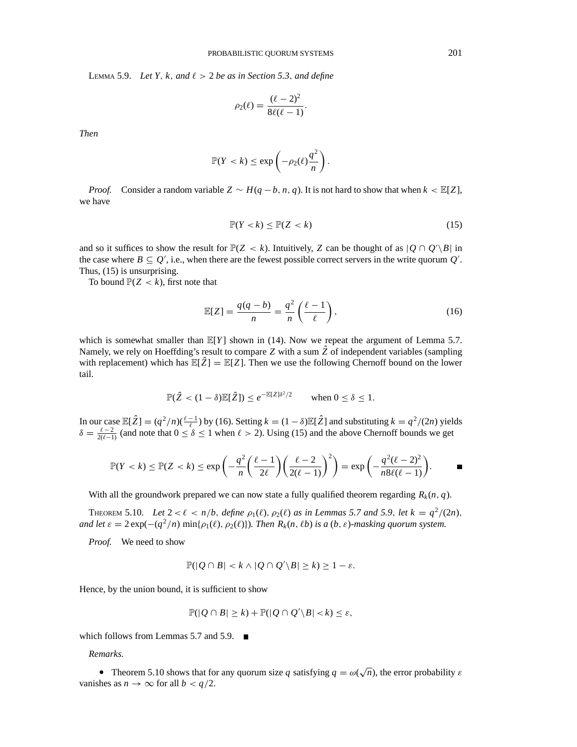LEMMA 5.9. *Let $Y$, $k$, and $\ell > 2$ be as in Section 5.3, and define*

$$\rho_2(\ell) = \frac{(\ell - 2)^2}{8\ell(\ell - 1)}.$$

*Then*

$$\mathbb{P}(Y < k) \leq \exp\left(-\rho_2(\ell)\frac{q^2}{n}\right).$$

*Proof.* Consider a random variable $Z \sim H(q - b, n, q)$. It is not hard to show that when $k < \mathbb{E}[Z]$, we have

$$\mathbb{P}(Y < k) \leq \mathbb{P}(Z < k) \tag{15}$$

and so it suffices to show the result for $\mathbb{P}(Z < k)$. Intuitively, $Z$ can be thought of as $|Q \cap Q' \backslash B|$ in the case where $B \subseteq Q'$, i.e., when there are the fewest possible correct servers in the write quorum $Q'$. Thus, (15) is unsurprising.

To bound $\mathbb{P}(Z < k)$, first note that

$$\mathbb{E}[Z] = \frac{q(q - b)}{n} = \frac{q^2}{n}\left(\frac{\ell - 1}{\ell}\right), \tag{16}$$

which is somewhat smaller than $\mathbb{E}[Y]$ shown in (14). Now we repeat the argument of Lemma 5.7. Namely, we rely on Hoeffding's result to compare $Z$ with a sum $\hat{Z}$ of independent variables (sampling with replacement) which has $\mathbb{E}[\hat{Z}] = \mathbb{E}[Z]$. Then we use the following Chernoff bound on the lower tail.

$$\mathbb{P}(\hat{Z} < (1 - \delta)\mathbb{E}[\hat{Z}]) \leq e^{-\mathbb{E}[Z]\delta^2/2} \qquad \text{when } 0 \leq \delta \leq 1.$$

In our case $\mathbb{E}[\hat{Z}] = (q^2/n)(\frac{\ell-1}{\ell})$ by (16). Setting $k = (1 - \delta)\mathbb{E}[\hat{Z}]$ and substituting $k = q^2/(2n)$ yields $\delta = \frac{\ell - 2}{2(\ell - 1)}$ (and note that $0 \leq \delta \leq 1$ when $\ell > 2$). Using (15) and the above Chernoff bounds we get

$$\mathbb{P}(Y < k) \leq \mathbb{P}(Z < k) \leq \exp\left(-\frac{q^2}{n}\left(\frac{\ell - 1}{2\ell}\right)\left(\frac{\ell - 2}{2(\ell - 1)}\right)^2\right) = \exp\left(-\frac{q^2(\ell - 2)^2}{n8\ell(\ell - 1)}\right). \qquad \blacksquare$$

With all the groundwork prepared we can now state a fully qualified theorem regarding $R_k(n, q)$.

THEOREM 5.10. *Let $2 < \ell < n/b$, define $\rho_1(\ell), \rho_2(\ell)$ as in Lemmas 5.7 and 5.9, let $k = q^2/(2n)$, and let $\varepsilon = 2\exp(-(q^2/n)\min\{\rho_1(\ell), \rho_2(\ell)\})$. Then $R_k(n, \ell b)$ is a $(b, \varepsilon)$-masking quorum system.*

*Proof.* We need to show

$$\mathbb{P}(|Q \cap B| < k \wedge |Q \cap Q' \backslash B| \geq k) \geq 1 - \varepsilon.$$

Hence, by the union bound, it is sufficient to show

$$\mathbb{P}(|Q \cap B| \geq k) + \mathbb{P}(|Q \cap Q' \backslash B| < k) \leq \varepsilon,$$

which follows from Lemmas 5.7 and 5.9. $\blacksquare$

*Remarks.*

- Theorem 5.10 shows that for any quorum size $q$ satisfying $q = \omega(\sqrt{n})$, the error probability $\varepsilon$ vanishes as $n \to \infty$ for all $b < q/2$.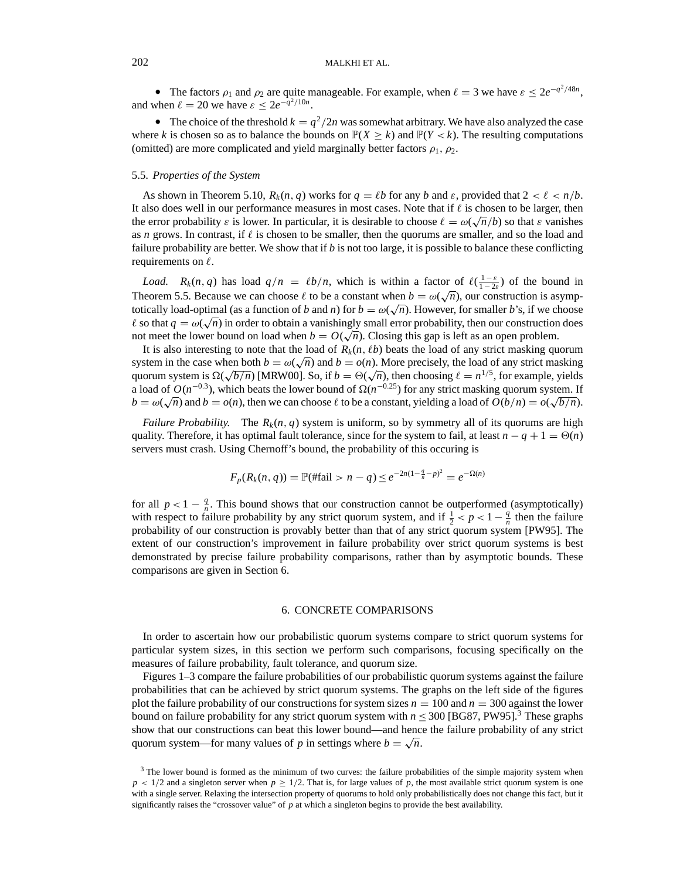- The factors $\rho_1$ and $\rho_2$ are quite manageable. For example, when $\ell = 3$ we have $\varepsilon \le 2e^{-q^2/48n}$, and when $\ell = 20$ we have $\varepsilon \le 2e^{-q^2/10n}$.
- The choice of the threshold $k = q^2/2n$ was somewhat arbitrary. We have also analyzed the case where $k$ is chosen so as to balance the bounds on $\mathbb{P}(X \ge k)$ and $\mathbb{P}(Y < k)$. The resulting computations (omitted) are more complicated and yield marginally better factors $\rho_1$, $\rho_2$.

### 5.5. *Properties of the System*

As shown in Theorem 5.10, $R_k(n, q)$ works for $q = \ell b$ for any $b$ and $\varepsilon$, provided that $2 < \ell < n/b$. It also does well in our performance measures in most cases. Note that if $\ell$ is chosen to be larger, then the error probability $\varepsilon$ is lower. In particular, it is desirable to choose $\ell = \omega(\sqrt{n}/b)$ so that $\varepsilon$ vanishes as $n$ grows. In contrast, if $\ell$ is chosen to be smaller, then the quorums are smaller, and so the load and failure probability are better. We show that if $b$ is not too large, it is possible to balance these conflicting requirements on $\ell$.

*Load.* $R_k(n, q)$ has load $q/n = \ell b/n$, which is within a factor of $\ell(\frac{1-\varepsilon}{1-2\varepsilon})$ of the bound in Theorem 5.5. Because we can choose $\ell$ to be a constant when $b = \omega(\sqrt{n})$, our construction is asymptotically load-optimal (as a function of $b$ and $n$) for $b = \omega(\sqrt{n})$. However, for smaller $b$'s, if we choose $\ell$ so that $q = \omega(\sqrt{n})$ in order to obtain a vanishingly small error probability, then our construction does not meet the lower bound on load when $b = O(\sqrt{n})$. Closing this gap is left as an open problem.

It is also interesting to note that the load of $R_k(n, \ell b)$ beats the load of any strict masking quorum system in the case when both $b = \omega(\sqrt{n})$ and $b = o(n)$. More precisely, the load of any strict masking quorum system is $\Omega(\sqrt{b/n})$ [MRW00]. So, if $b = \Theta(\sqrt{n})$, then choosing $\ell = n^{1/5}$, for example, yields a load of $O(n^{-0.3})$, which beats the lower bound of $\Omega(n^{-0.25})$ for any strict masking quorum system. If $b = \omega(\sqrt{n})$ and $b = o(n)$, then we can choose $\ell$ to be a constant, yielding a load of $O(b/n) = o(\sqrt{b/n})$.

*Failure Probability.* The $R_k(n, q)$ system is uniform, so by symmetry all of its quorums are high quality. Therefore, it has optimal fault tolerance, since for the system to fail, at least $n - q + 1 = \Theta(n)$ servers must crash. Using Chernoff's bound, the probability of this occuring is

$$F_p(R_k(n, q)) = \mathbb{P}(\#\text{fail} > n - q) \le e^{-2n(1-\frac{q}{n}-p)^2} = e^{-\Omega(n)}$$

for all $p < 1 - \frac{q}{n}$. This bound shows that our construction cannot be outperformed (asymptotically) with respect to failure probability by any strict quorum system, and if $\frac{1}{2} < p < 1 - \frac{q}{n}$ then the failure probability of our construction is provably better than that of any strict quorum system [PW95]. The extent of our construction's improvement in failure probability over strict quorum systems is best demonstrated by precise failure probability comparisons, rather than by asymptotic bounds. These comparisons are given in Section 6.

## 6. CONCRETE COMPARISONS

In order to ascertain how our probabilistic quorum systems compare to strict quorum systems for particular system sizes, in this section we perform such comparisons, focusing specifically on the measures of failure probability, fault tolerance, and quorum size.

Figures 1–3 compare the failure probabilities of our probabilistic quorum systems against the failure probabilities that can be achieved by strict quorum systems. The graphs on the left side of the figures plot the failure probability of our constructions for system sizes $n = 100$ and $n = 300$ against the lower bound on failure probability for any strict quorum system with $n \le 300$ [BG87, PW95].[3] These graphs show that our constructions can beat this lower bound—and hence the failure probability of any strict quorum system—for many values of $p$ in settings where $b = \sqrt{n}$.

[3] The lower bound is formed as the minimum of two curves: the failure probabilities of the simple majority system when $p < 1/2$ and a singleton server when $p \ge 1/2$. That is, for large values of $p$, the most available strict quorum system is one with a single server. Relaxing the intersection property of quorums to hold only probabilistically does not change this fact, but it significantly raises the "crossover value" of $p$ at which a singleton begins to provide the best availability.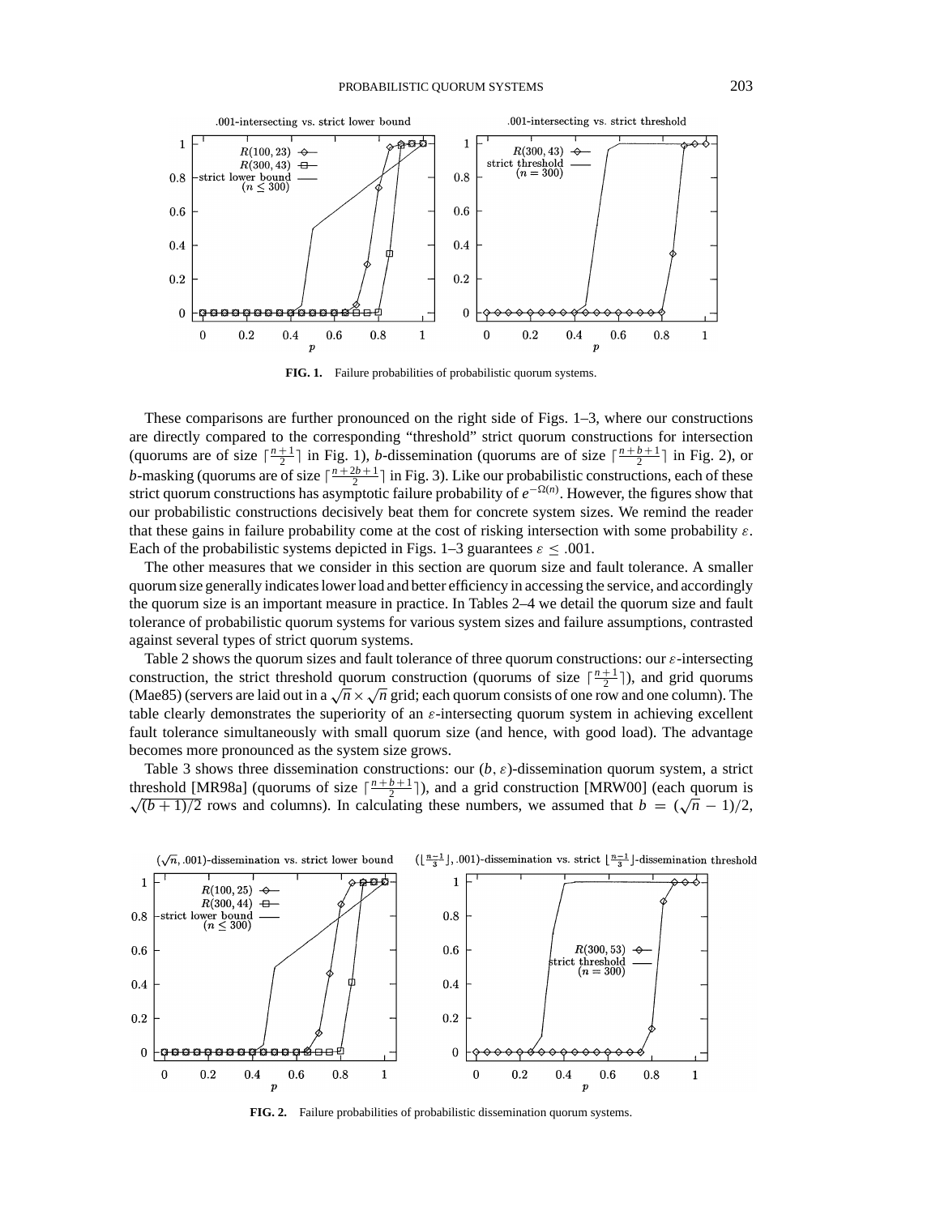**FIG. 1.** Failure probabilities of probabilistic quorum systems.

These comparisons are further pronounced on the right side of Figs. 1–3, where our constructions are directly compared to the corresponding "threshold" strict quorum constructions for intersection (quorums are of size $\lceil \frac{n+1}{2} \rceil$ in Fig. 1), $b$-dissemination (quorums are of size $\lceil \frac{n+b+1}{2} \rceil$ in Fig. 2), or $b$-masking (quorums are of size $\lceil \frac{n+2b+1}{2} \rceil$ in Fig. 3). Like our probabilistic constructions, each of these strict quorum constructions has asymptotic failure probability of $e^{-\Omega(n)}$. However, the figures show that our probabilistic constructions decisively beat them for concrete system sizes. We remind the reader that these gains in failure probability come at the cost of risking intersection with some probability $\varepsilon$. Each of the probabilistic systems depicted in Figs. 1–3 guarantees $\varepsilon \leq .001$.

The other measures that we consider in this section are quorum size and fault tolerance. A smaller quorum size generally indicates lower load and better efficiency in accessing the service, and accordingly the quorum size is an important measure in practice. In Tables 2–4 we detail the quorum size and fault tolerance of probabilistic quorum systems for various system sizes and failure assumptions, contrasted against several types of strict quorum systems.

Table 2 shows the quorum sizes and fault tolerance of three quorum constructions: our $\varepsilon$-intersecting construction, the strict threshold quorum construction (quorums of size $\lceil \frac{n+1}{2} \rceil$), and grid quorums (Mae85) (servers are laid out in a $\sqrt{n} \times \sqrt{n}$ grid; each quorum consists of one row and one column). The table clearly demonstrates the superiority of an $\varepsilon$-intersecting quorum system in achieving excellent fault tolerance simultaneously with small quorum size (and hence, with good load). The advantage becomes more pronounced as the system size grows.

Table 3 shows three dissemination constructions: our $(b, \varepsilon)$-dissemination quorum system, a strict threshold [MR98a] (quorums of size $\lceil \frac{n+b+1}{2} \rceil$), and a grid construction [MRW00] (each quorum is $\sqrt{(b+1)/2}$ rows and columns). In calculating these numbers, we assumed that $b = (\sqrt{n} - 1)/2$,

**FIG. 2.** Failure probabilities of probabilistic dissemination quorum systems.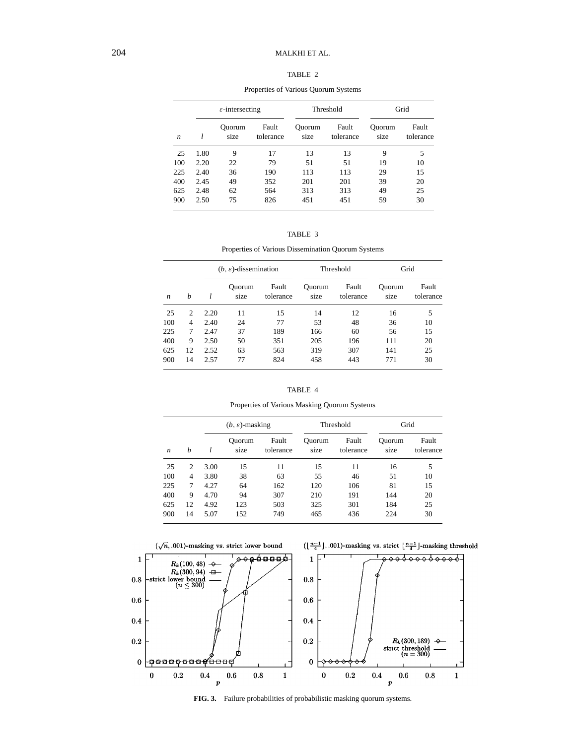TABLE 2

Properties of Various Quorum Systems

| | | $\varepsilon$-intersecting | | Threshold | | Grid | |
|---|---|---|---|---|---|---|---|
| $n$ | $l$ | Quorum size | Fault tolerance | Quorum size | Fault tolerance | Quorum size | Fault tolerance |
| 25 | 1.80 | 9 | 17 | 13 | 13 | 9 | 5 |
| 100 | 2.20 | 22 | 79 | 51 | 51 | 19 | 10 |
| 225 | 2.40 | 36 | 190 | 113 | 113 | 29 | 15 |
| 400 | 2.45 | 49 | 352 | 201 | 201 | 39 | 20 |
| 625 | 2.48 | 62 | 564 | 313 | 313 | 49 | 25 |
| 900 | 2.50 | 75 | 826 | 451 | 451 | 59 | 30 |

TABLE 3

Properties of Various Dissemination Quorum Systems

| | | | $(b, \varepsilon)$-dissemination | | Threshold | | Grid | |
|---|---|---|---|---|---|---|---|---|
| $n$ | $b$ | $l$ | Quorum size | Fault tolerance | Quorum size | Fault tolerance | Quorum size | Fault tolerance |
| 25 | 2 | 2.20 | 11 | 15 | 14 | 12 | 16 | 5 |
| 100 | 4 | 2.40 | 24 | 77 | 53 | 48 | 36 | 10 |
| 225 | 7 | 2.47 | 37 | 189 | 166 | 60 | 56 | 15 |
| 400 | 9 | 2.50 | 50 | 351 | 205 | 196 | 111 | 20 |
| 625 | 12 | 2.52 | 63 | 563 | 319 | 307 | 141 | 25 |
| 900 | 14 | 2.57 | 77 | 824 | 458 | 443 | 771 | 30 |

TABLE 4

Properties of Various Masking Quorum Systems

| | | | $(b, \varepsilon)$-masking | | Threshold | | Grid | |
|---|---|---|---|---|---|---|---|---|
| $n$ | $b$ | $l$ | Quorum size | Fault tolerance | Quorum size | Fault tolerance | Quorum size | Fault tolerance |
| 25 | 2 | 3.00 | 15 | 11 | 15 | 11 | 16 | 5 |
| 100 | 4 | 3.80 | 38 | 63 | 55 | 46 | 51 | 10 |
| 225 | 7 | 4.27 | 64 | 162 | 120 | 106 | 81 | 15 |
| 400 | 9 | 4.70 | 94 | 307 | 210 | 191 | 144 | 20 |
| 625 | 12 | 4.92 | 123 | 503 | 325 | 301 | 184 | 25 |
| 900 | 14 | 5.07 | 152 | 749 | 465 | 436 | 224 | 30 |

**FIG. 3.** Failure probabilities of probabilistic masking quorum systems.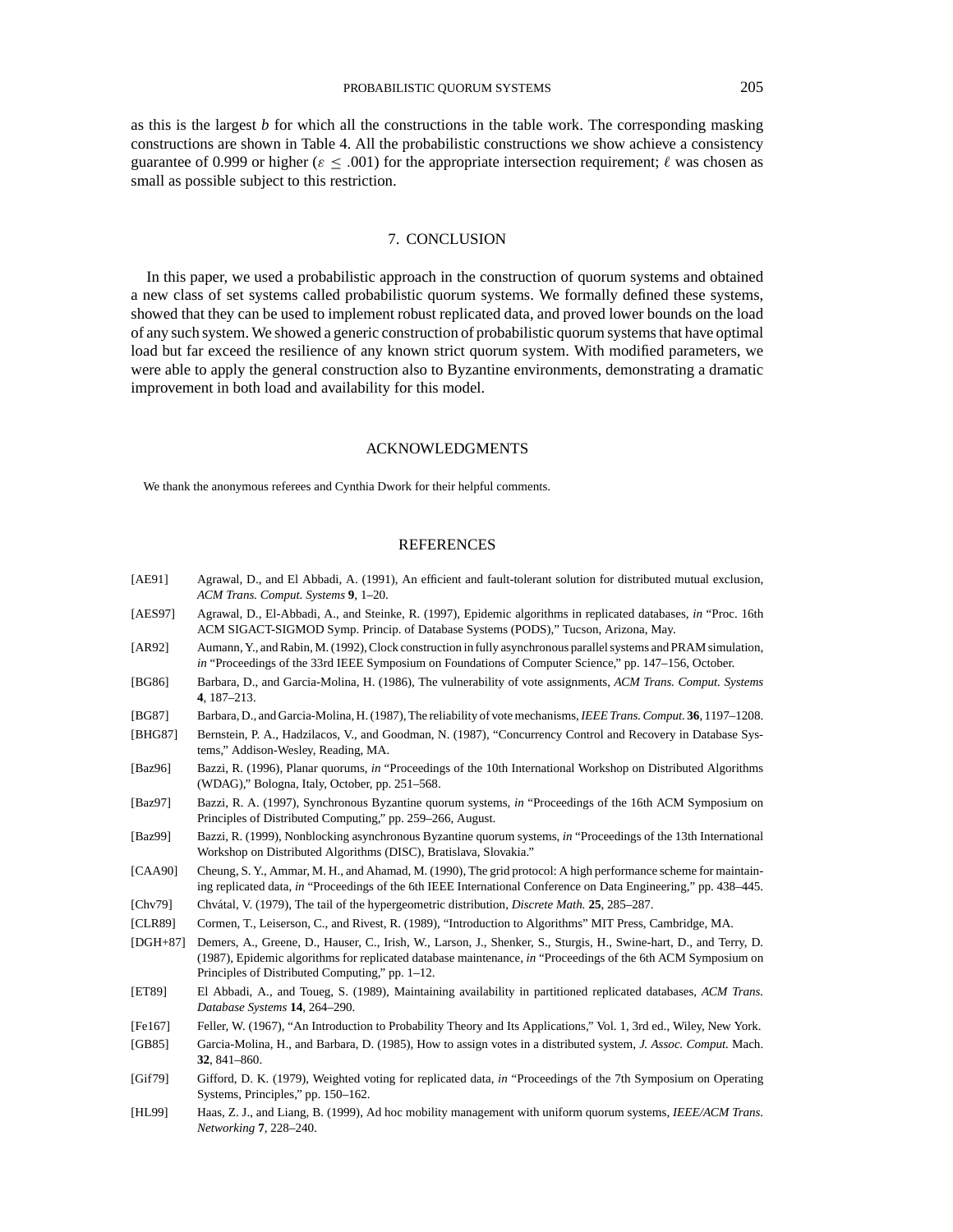as this is the largest $b$ for which all the constructions in the table work. The corresponding masking constructions are shown in Table 4. All the probabilistic constructions we show achieve a consistency guarantee of 0.999 or higher ($\varepsilon \leq .001$) for the appropriate intersection requirement; $\ell$ was chosen as small as possible subject to this restriction.

## 7. CONCLUSION

In this paper, we used a probabilistic approach in the construction of quorum systems and obtained a new class of set systems called probabilistic quorum systems. We formally defined these systems, showed that they can be used to implement robust replicated data, and proved lower bounds on the load of any such system. We showed a generic construction of probabilistic quorum systems that have optimal load but far exceed the resilience of any known strict quorum system. With modified parameters, we were able to apply the general construction also to Byzantine environments, demonstrating a dramatic improvement in both load and availability for this model.

## ACKNOWLEDGMENTS

We thank the anonymous referees and Cynthia Dwork for their helpful comments.

## REFERENCES

[AE91] Agrawal, D., and El Abbadi, A. (1991), An efficient and fault-tolerant solution for distributed mutual exclusion, *ACM Trans. Comput. Systems* **9**, 1–20.

[AES97] Agrawal, D., El-Abbadi, A., and Steinke, R. (1997), Epidemic algorithms in replicated databases, *in* "Proc. 16th ACM SIGACT-SIGMOD Symp. Princip. of Database Systems (PODS)," Tucson, Arizona, May.

[AR92] Aumann, Y., and Rabin, M. (1992), Clock construction in fully asynchronous parallel systems and PRAM simulation, *in* "Proceedings of the 33rd IEEE Symposium on Foundations of Computer Science," pp. 147–156, October.

[BG86] Barbara, D., and Garcia-Molina, H. (1986), The vulnerability of vote assignments, *ACM Trans. Comput. Systems* **4**, 187–213.

[BG87] Barbara, D., and Garcia-Molina, H. (1987), The reliability of vote mechanisms, *IEEE Trans. Comput.* **36**, 1197–1208.

[BHG87] Bernstein, P. A., Hadzilacos, V., and Goodman, N. (1987), "Concurrency Control and Recovery in Database Systems," Addison-Wesley, Reading, MA.

[Baz96] Bazzi, R. (1996), Planar quorums, *in* "Proceedings of the 10th International Workshop on Distributed Algorithms (WDAG)," Bologna, Italy, October, pp. 251–568.

[Baz97] Bazzi, R. A. (1997), Synchronous Byzantine quorum systems, *in* "Proceedings of the 16th ACM Symposium on Principles of Distributed Computing," pp. 259–266, August.

[Baz99] Bazzi, R. (1999), Nonblocking asynchronous Byzantine quorum systems, *in* "Proceedings of the 13th International Workshop on Distributed Algorithms (DISC), Bratislava, Slovakia."

[CAA90] Cheung, S. Y., Ammar, M. H., and Ahamad, M. (1990), The grid protocol: A high performance scheme for maintaining replicated data, *in* "Proceedings of the 6th IEEE International Conference on Data Engineering," pp. 438–445.

[Chv79] Chvátal, V. (1979), The tail of the hypergeometric distribution, *Discrete Math.* **25**, 285–287.

[CLR89] Cormen, T., Leiserson, C., and Rivest, R. (1989), "Introduction to Algorithms" MIT Press, Cambridge, MA.

[DGH+87] Demers, A., Greene, D., Hauser, C., Irish, W., Larson, J., Shenker, S., Sturgis, H., Swine-hart, D., and Terry, D. (1987), Epidemic algorithms for replicated database maintenance, *in* "Proceedings of the 6th ACM Symposium on Principles of Distributed Computing," pp. 1–12.

[ET89] El Abbadi, A., and Toueg, S. (1989), Maintaining availability in partitioned replicated databases, *ACM Trans. Database Systems* **14**, 264–290.

[Fe167] Feller, W. (1967), "An Introduction to Probability Theory and Its Applications," Vol. 1, 3rd ed., Wiley, New York.

[GB85] Garcia-Molina, H., and Barbara, D. (1985), How to assign votes in a distributed system, *J. Assoc. Comput.* Mach. **32**, 841–860.

[Gif79] Gifford, D. K. (1979), Weighted voting for replicated data, *in* "Proceedings of the 7th Symposium on Operating Systems, Principles," pp. 150–162.

[HL99] Haas, Z. J., and Liang, B. (1999), Ad hoc mobility management with uniform quorum systems, *IEEE/ACM Trans. Networking* **7**, 228–240.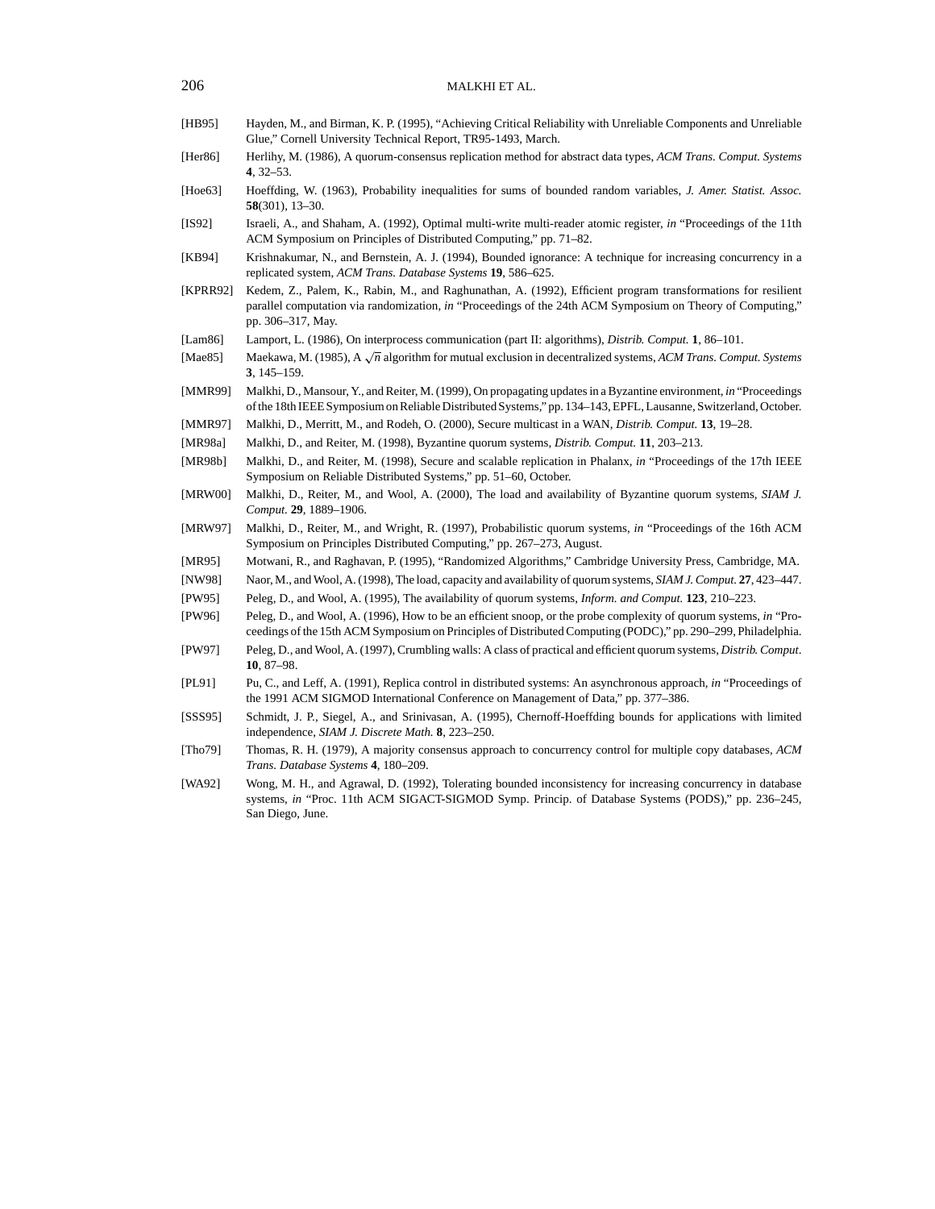[HB95] Hayden, M., and Birman, K. P. (1995), "Achieving Critical Reliability with Unreliable Components and Unreliable Glue," Cornell University Technical Report, TR95-1493, March.

[Her86] Herlihy, M. (1986), A quorum-consensus replication method for abstract data types, *ACM Trans. Comput. Systems* **4**, 32–53.

[Hoe63] Hoeffding, W. (1963), Probability inequalities for sums of bounded random variables, *J. Amer. Statist. Assoc.* **58**(301), 13–30.

[IS92] Israeli, A., and Shaham, A. (1992), Optimal multi-write multi-reader atomic register, *in* "Proceedings of the 11th ACM Symposium on Principles of Distributed Computing," pp. 71–82.

[KB94] Krishnakumar, N., and Bernstein, A. J. (1994), Bounded ignorance: A technique for increasing concurrency in a replicated system, *ACM Trans. Database Systems* **19**, 586–625.

[KPRR92] Kedem, Z., Palem, K., Rabin, M., and Raghunathan, A. (1992), Efficient program transformations for resilient parallel computation via randomization, *in* "Proceedings of the 24th ACM Symposium on Theory of Computing," pp. 306–317, May.

[Lam86] Lamport, L. (1986), On interprocess communication (part II: algorithms), *Distrib. Comput.* **1**, 86–101.

[Mae85] Maekawa, M. (1985), A $\sqrt{n}$ algorithm for mutual exclusion in decentralized systems, *ACM Trans. Comput. Systems* **3**, 145–159.

[MMR99] Malkhi, D., Mansour, Y., and Reiter, M. (1999), On propagating updates in a Byzantine environment, *in* "Proceedings of the 18th IEEE Symposium on Reliable Distributed Systems," pp. 134–143, EPFL, Lausanne, Switzerland, October.

[MMR97] Malkhi, D., Merritt, M., and Rodeh, O. (2000), Secure multicast in a WAN, *Distrib. Comput.* **13**, 19–28.

[MR98a] Malkhi, D., and Reiter, M. (1998), Byzantine quorum systems, *Distrib. Comput.* **11**, 203–213.

[MR98b] Malkhi, D., and Reiter, M. (1998), Secure and scalable replication in Phalanx, *in* "Proceedings of the 17th IEEE Symposium on Reliable Distributed Systems," pp. 51–60, October.

[MRW00] Malkhi, D., Reiter, M., and Wool, A. (2000), The load and availability of Byzantine quorum systems, *SIAM J. Comput.* **29**, 1889–1906.

[MRW97] Malkhi, D., Reiter, M., and Wright, R. (1997), Probabilistic quorum systems, *in* "Proceedings of the 16th ACM Symposium on Principles Distributed Computing," pp. 267–273, August.

[MR95] Motwani, R., and Raghavan, P. (1995), "Randomized Algorithms," Cambridge University Press, Cambridge, MA.

[NW98] Naor, M., and Wool, A. (1998), The load, capacity and availability of quorum systems, *SIAM J. Comput.* **27**, 423–447.

[PW95] Peleg, D., and Wool, A. (1995), The availability of quorum systems, *Inform. and Comput.* **123**, 210–223.

[PW96] Peleg, D., and Wool, A. (1996), How to be an efficient snoop, or the probe complexity of quorum systems, *in* "Proceedings of the 15th ACM Symposium on Principles of Distributed Computing (PODC)," pp. 290–299, Philadelphia.

[PW97] Peleg, D., and Wool, A. (1997), Crumbling walls: A class of practical and efficient quorum systems, *Distrib. Comput.* **10**, 87–98.

[PL91] Pu, C., and Leff, A. (1991), Replica control in distributed systems: An asynchronous approach, *in* "Proceedings of the 1991 ACM SIGMOD International Conference on Management of Data," pp. 377–386.

[SSS95] Schmidt, J. P., Siegel, A., and Srinivasan, A. (1995), Chernoff-Hoeffding bounds for applications with limited independence, *SIAM J. Discrete Math.* **8**, 223–250.

[Tho79] Thomas, R. H. (1979), A majority consensus approach to concurrency control for multiple copy databases, *ACM Trans. Database Systems* **4**, 180–209.

[WA92] Wong, M. H., and Agrawal, D. (1992), Tolerating bounded inconsistency for increasing concurrency in database systems, *in* "Proc. 11th ACM SIGACT-SIGMOD Symp. Princip. of Database Systems (PODS)," pp. 236–245, San Diego, June.